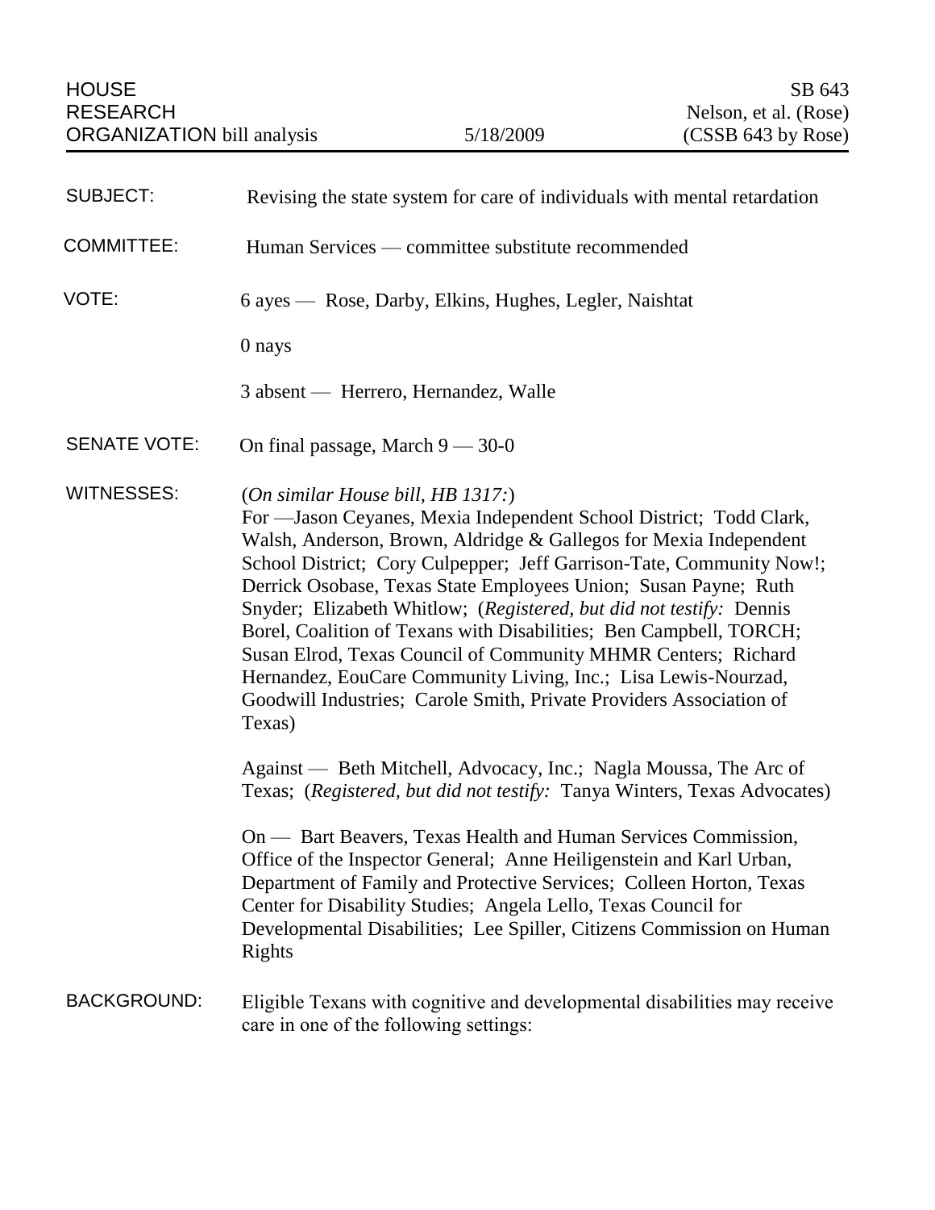HOUSE RESEARCH ORGANIZATION bill analysis | 5/18/2009 | SB 643 Nelson, et al. (Rose) (CSSB 643 by Rose)

**SUBJECT:** Revising the state system for care of individuals with mental retardation

**COMMITTEE:** Human Services — committee substitute recommended

**VOTE:** 6 ayes — Rose, Darby, Elkins, Hughes, Legler, Naishtat

0 nays

3 absent — Herrero, Hernandez, Walle

**SENATE VOTE:** On final passage, March 9 — 30-0

**WITNESSES:** (*On similar House bill, HB 1317:*)
For —Jason Ceyanes, Mexia Independent School District; Todd Clark, Walsh, Anderson, Brown, Aldridge & Gallegos for Mexia Independent School District; Cory Culpepper; Jeff Garrison-Tate, Community Now!; Derrick Osobase, Texas State Employees Union; Susan Payne; Ruth Snyder; Elizabeth Whitlow; (*Registered, but did not testify:* Dennis Borel, Coalition of Texans with Disabilities; Ben Campbell, TORCH; Susan Elrod, Texas Council of Community MHMR Centers; Richard Hernandez, EouCare Community Living, Inc.; Lisa Lewis-Nourzad, Goodwill Industries; Carole Smith, Private Providers Association of Texas)

Against — Beth Mitchell, Advocacy, Inc.; Nagla Moussa, The Arc of Texas; (*Registered, but did not testify:* Tanya Winters, Texas Advocates)

On — Bart Beavers, Texas Health and Human Services Commission, Office of the Inspector General; Anne Heiligenstein and Karl Urban, Department of Family and Protective Services; Colleen Horton, Texas Center for Disability Studies; Angela Lello, Texas Council for Developmental Disabilities; Lee Spiller, Citizens Commission on Human Rights

**BACKGROUND:** Eligible Texans with cognitive and developmental disabilities may receive care in one of the following settings: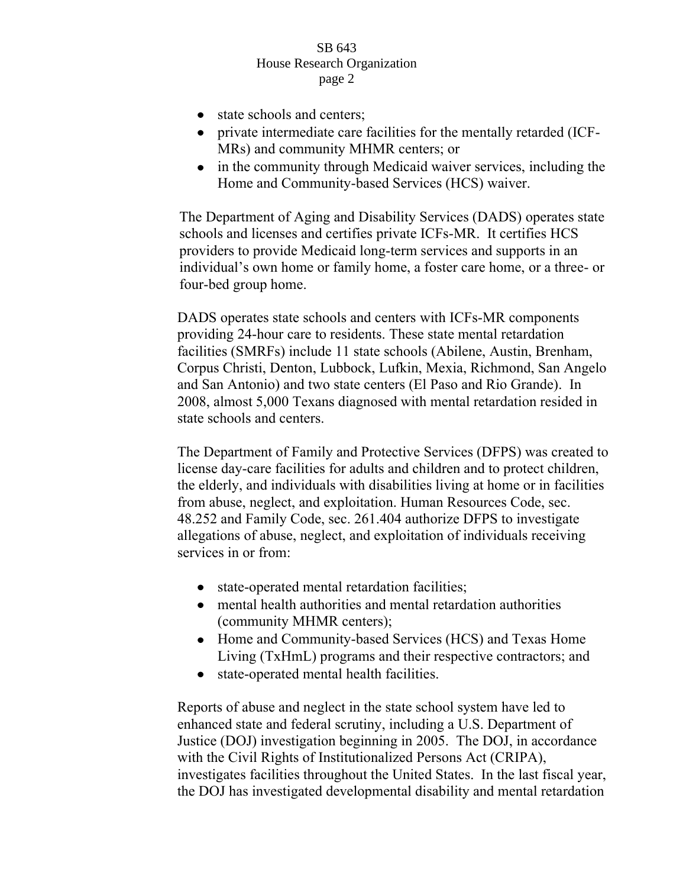- state schools and centers;
- private intermediate care facilities for the mentally retarded (ICF-MRs) and community MHMR centers; or
- in the community through Medicaid waiver services, including the Home and Community-based Services (HCS) waiver.

The Department of Aging and Disability Services (DADS) operates state schools and licenses and certifies private ICFs-MR. It certifies HCS providers to provide Medicaid long-term services and supports in an individual's own home or family home, a foster care home, or a three- or four-bed group home.

DADS operates state schools and centers with ICFs-MR components providing 24-hour care to residents. These state mental retardation facilities (SMRFs) include 11 state schools (Abilene, Austin, Brenham, Corpus Christi, Denton, Lubbock, Lufkin, Mexia, Richmond, San Angelo and San Antonio) and two state centers (El Paso and Rio Grande). In 2008, almost 5,000 Texans diagnosed with mental retardation resided in state schools and centers.

The Department of Family and Protective Services (DFPS) was created to license day-care facilities for adults and children and to protect children, the elderly, and individuals with disabilities living at home or in facilities from abuse, neglect, and exploitation. Human Resources Code, sec. 48.252 and Family Code, sec. 261.404 authorize DFPS to investigate allegations of abuse, neglect, and exploitation of individuals receiving services in or from:

- state-operated mental retardation facilities;
- mental health authorities and mental retardation authorities (community MHMR centers);
- Home and Community-based Services (HCS) and Texas Home Living (TxHmL) programs and their respective contractors; and
- state-operated mental health facilities.

Reports of abuse and neglect in the state school system have led to enhanced state and federal scrutiny, including a U.S. Department of Justice (DOJ) investigation beginning in 2005. The DOJ, in accordance with the Civil Rights of Institutionalized Persons Act (CRIPA), investigates facilities throughout the United States. In the last fiscal year, the DOJ has investigated developmental disability and mental retardation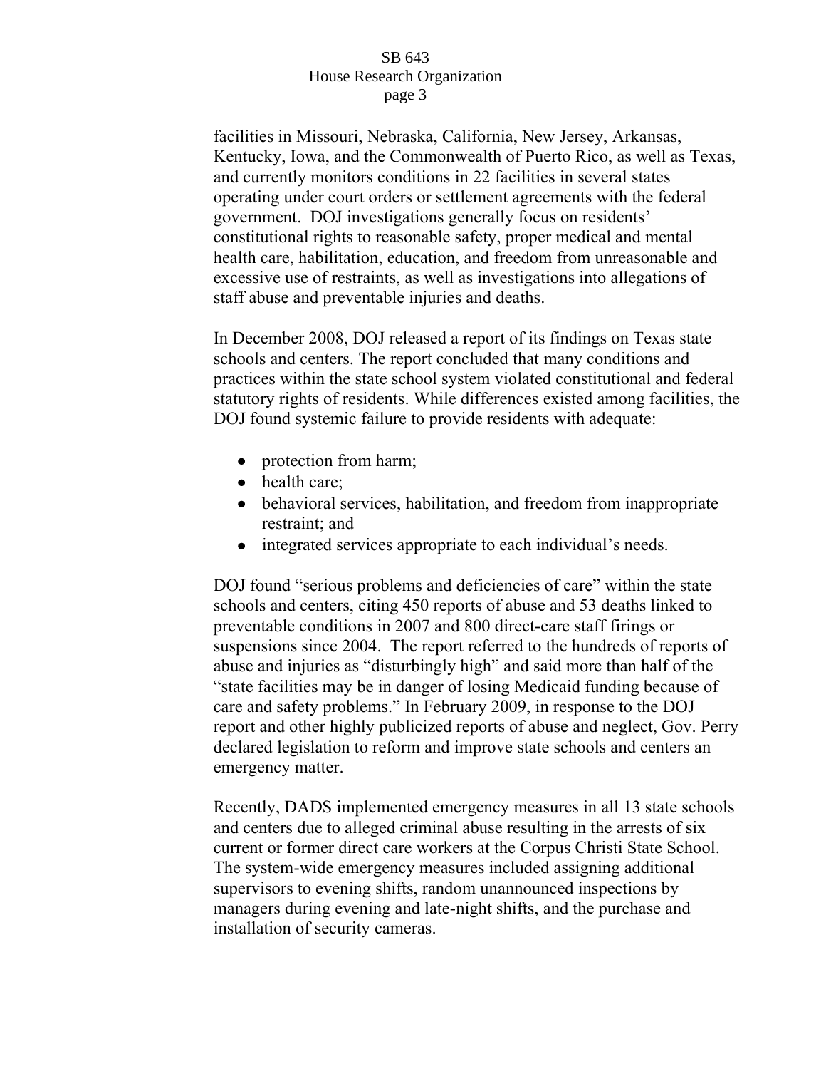facilities in Missouri, Nebraska, California, New Jersey, Arkansas, Kentucky, Iowa, and the Commonwealth of Puerto Rico, as well as Texas, and currently monitors conditions in 22 facilities in several states operating under court orders or settlement agreements with the federal government. DOJ investigations generally focus on residents' constitutional rights to reasonable safety, proper medical and mental health care, habilitation, education, and freedom from unreasonable and excessive use of restraints, as well as investigations into allegations of staff abuse and preventable injuries and deaths.

In December 2008, DOJ released a report of its findings on Texas state schools and centers. The report concluded that many conditions and practices within the state school system violated constitutional and federal statutory rights of residents. While differences existed among facilities, the DOJ found systemic failure to provide residents with adequate:

- protection from harm;
- health care;
- behavioral services, habilitation, and freedom from inappropriate restraint; and
- integrated services appropriate to each individual's needs.

DOJ found "serious problems and deficiencies of care" within the state schools and centers, citing 450 reports of abuse and 53 deaths linked to preventable conditions in 2007 and 800 direct-care staff firings or suspensions since 2004. The report referred to the hundreds of reports of abuse and injuries as "disturbingly high" and said more than half of the "state facilities may be in danger of losing Medicaid funding because of care and safety problems." In February 2009, in response to the DOJ report and other highly publicized reports of abuse and neglect, Gov. Perry declared legislation to reform and improve state schools and centers an emergency matter.

Recently, DADS implemented emergency measures in all 13 state schools and centers due to alleged criminal abuse resulting in the arrests of six current or former direct care workers at the Corpus Christi State School. The system-wide emergency measures included assigning additional supervisors to evening shifts, random unannounced inspections by managers during evening and late-night shifts, and the purchase and installation of security cameras.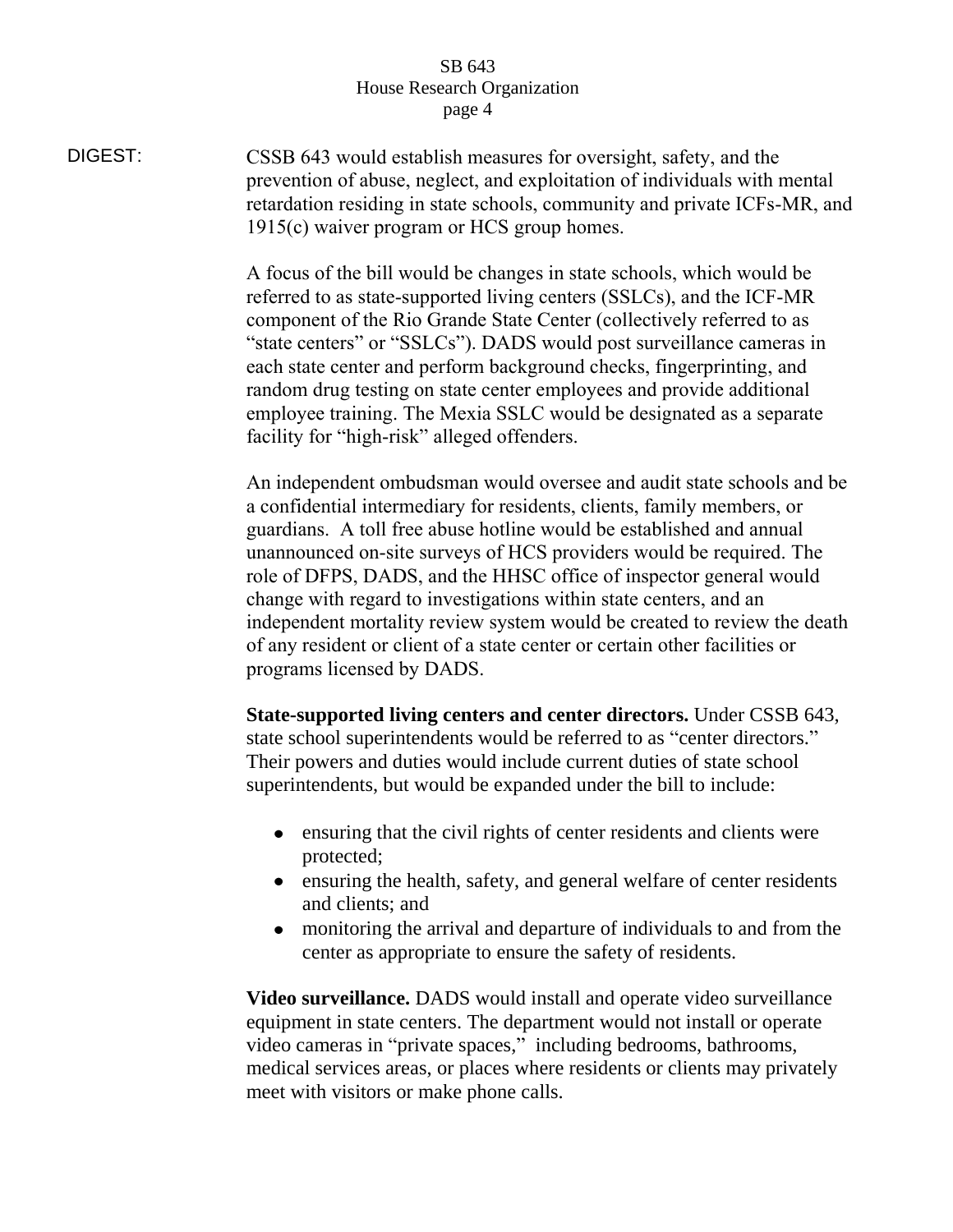DIGEST: CSSB 643 would establish measures for oversight, safety, and the prevention of abuse, neglect, and exploitation of individuals with mental retardation residing in state schools, community and private ICFs-MR, and 1915(c) waiver program or HCS group homes.

A focus of the bill would be changes in state schools, which would be referred to as state-supported living centers (SSLCs), and the ICF-MR component of the Rio Grande State Center (collectively referred to as "state centers" or "SSLCs"). DADS would post surveillance cameras in each state center and perform background checks, fingerprinting, and random drug testing on state center employees and provide additional employee training. The Mexia SSLC would be designated as a separate facility for "high-risk" alleged offenders.

An independent ombudsman would oversee and audit state schools and be a confidential intermediary for residents, clients, family members, or guardians. A toll free abuse hotline would be established and annual unannounced on-site surveys of HCS providers would be required. The role of DFPS, DADS, and the HHSC office of inspector general would change with regard to investigations within state centers, and an independent mortality review system would be created to review the death of any resident or client of a state center or certain other facilities or programs licensed by DADS.

**State-supported living centers and center directors.** Under CSSB 643, state school superintendents would be referred to as "center directors." Their powers and duties would include current duties of state school superintendents, but would be expanded under the bill to include:

- ensuring that the civil rights of center residents and clients were protected;
- ensuring the health, safety, and general welfare of center residents and clients; and
- monitoring the arrival and departure of individuals to and from the center as appropriate to ensure the safety of residents.

**Video surveillance.** DADS would install and operate video surveillance equipment in state centers. The department would not install or operate video cameras in "private spaces," including bedrooms, bathrooms, medical services areas, or places where residents or clients may privately meet with visitors or make phone calls.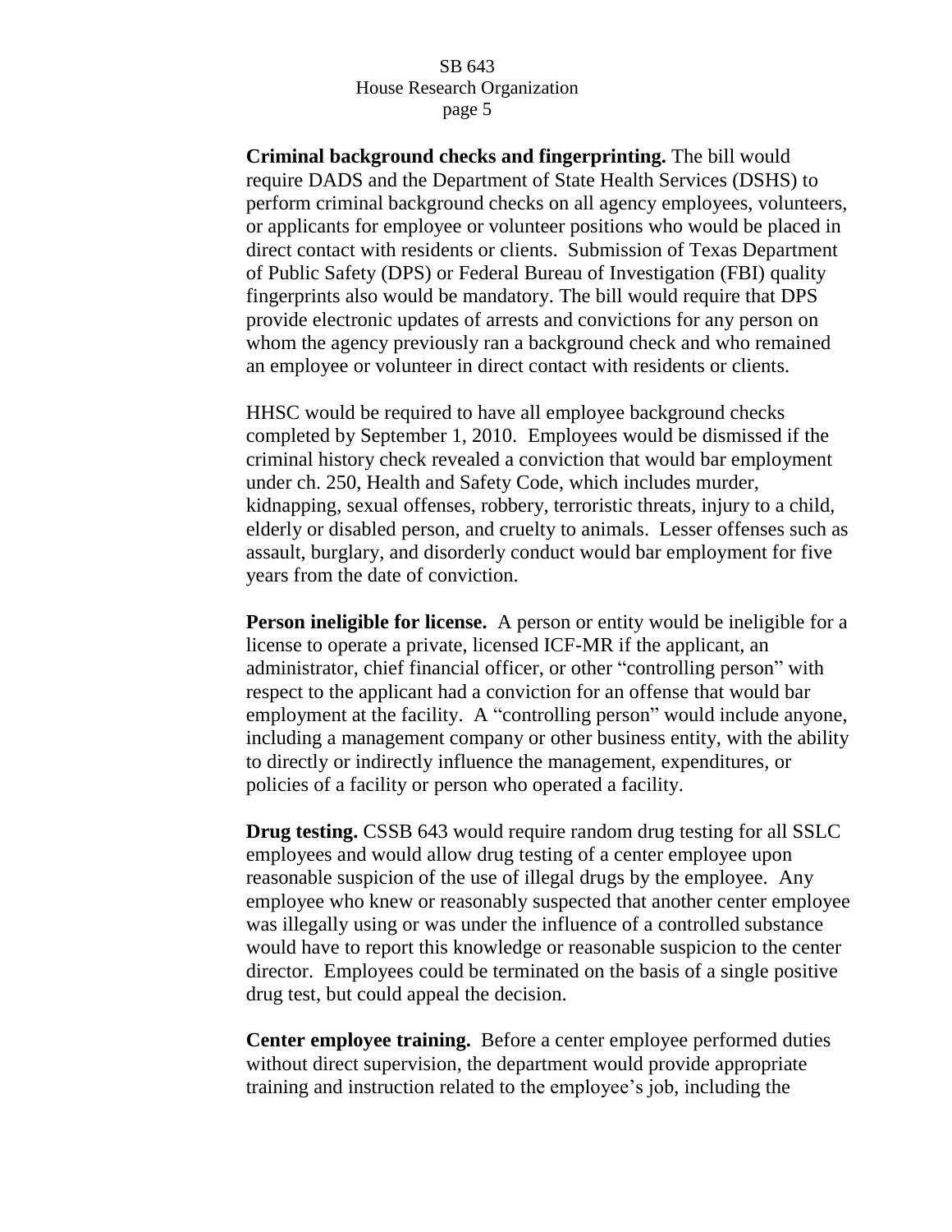**Criminal background checks and fingerprinting.** The bill would require DADS and the Department of State Health Services (DSHS) to perform criminal background checks on all agency employees, volunteers, or applicants for employee or volunteer positions who would be placed in direct contact with residents or clients. Submission of Texas Department of Public Safety (DPS) or Federal Bureau of Investigation (FBI) quality fingerprints also would be mandatory. The bill would require that DPS provide electronic updates of arrests and convictions for any person on whom the agency previously ran a background check and who remained an employee or volunteer in direct contact with residents or clients.

HHSC would be required to have all employee background checks completed by September 1, 2010. Employees would be dismissed if the criminal history check revealed a conviction that would bar employment under ch. 250, Health and Safety Code, which includes murder, kidnapping, sexual offenses, robbery, terroristic threats, injury to a child, elderly or disabled person, and cruelty to animals. Lesser offenses such as assault, burglary, and disorderly conduct would bar employment for five years from the date of conviction.

**Person ineligible for license.** A person or entity would be ineligible for a license to operate a private, licensed ICF-MR if the applicant, an administrator, chief financial officer, or other "controlling person" with respect to the applicant had a conviction for an offense that would bar employment at the facility. A "controlling person" would include anyone, including a management company or other business entity, with the ability to directly or indirectly influence the management, expenditures, or policies of a facility or person who operated a facility.

**Drug testing.** CSSB 643 would require random drug testing for all SSLC employees and would allow drug testing of a center employee upon reasonable suspicion of the use of illegal drugs by the employee. Any employee who knew or reasonably suspected that another center employee was illegally using or was under the influence of a controlled substance would have to report this knowledge or reasonable suspicion to the center director. Employees could be terminated on the basis of a single positive drug test, but could appeal the decision.

**Center employee training.** Before a center employee performed duties without direct supervision, the department would provide appropriate training and instruction related to the employee's job, including the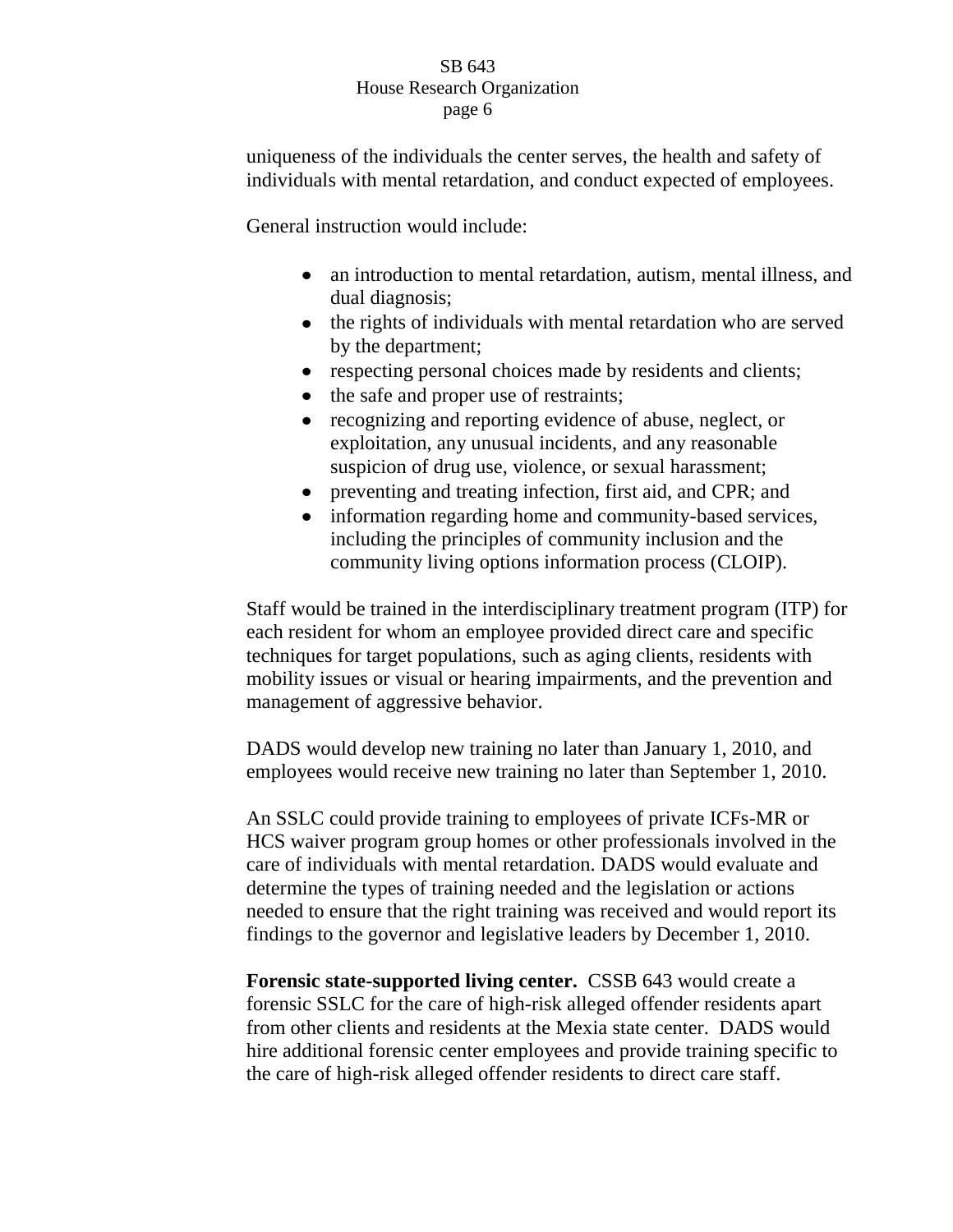uniqueness of the individuals the center serves, the health and safety of individuals with mental retardation, and conduct expected of employees.

General instruction would include:

- an introduction to mental retardation, autism, mental illness, and dual diagnosis;
- the rights of individuals with mental retardation who are served by the department;
- respecting personal choices made by residents and clients;
- the safe and proper use of restraints;
- recognizing and reporting evidence of abuse, neglect, or exploitation, any unusual incidents, and any reasonable suspicion of drug use, violence, or sexual harassment;
- preventing and treating infection, first aid, and CPR; and
- information regarding home and community-based services, including the principles of community inclusion and the community living options information process (CLOIP).

Staff would be trained in the interdisciplinary treatment program (ITP) for each resident for whom an employee provided direct care and specific techniques for target populations, such as aging clients, residents with mobility issues or visual or hearing impairments, and the prevention and management of aggressive behavior.

DADS would develop new training no later than January 1, 2010, and employees would receive new training no later than September 1, 2010.

An SSLC could provide training to employees of private ICFs-MR or HCS waiver program group homes or other professionals involved in the care of individuals with mental retardation. DADS would evaluate and determine the types of training needed and the legislation or actions needed to ensure that the right training was received and would report its findings to the governor and legislative leaders by December 1, 2010.

**Forensic state-supported living center.** CSSB 643 would create a forensic SSLC for the care of high-risk alleged offender residents apart from other clients and residents at the Mexia state center. DADS would hire additional forensic center employees and provide training specific to the care of high-risk alleged offender residents to direct care staff.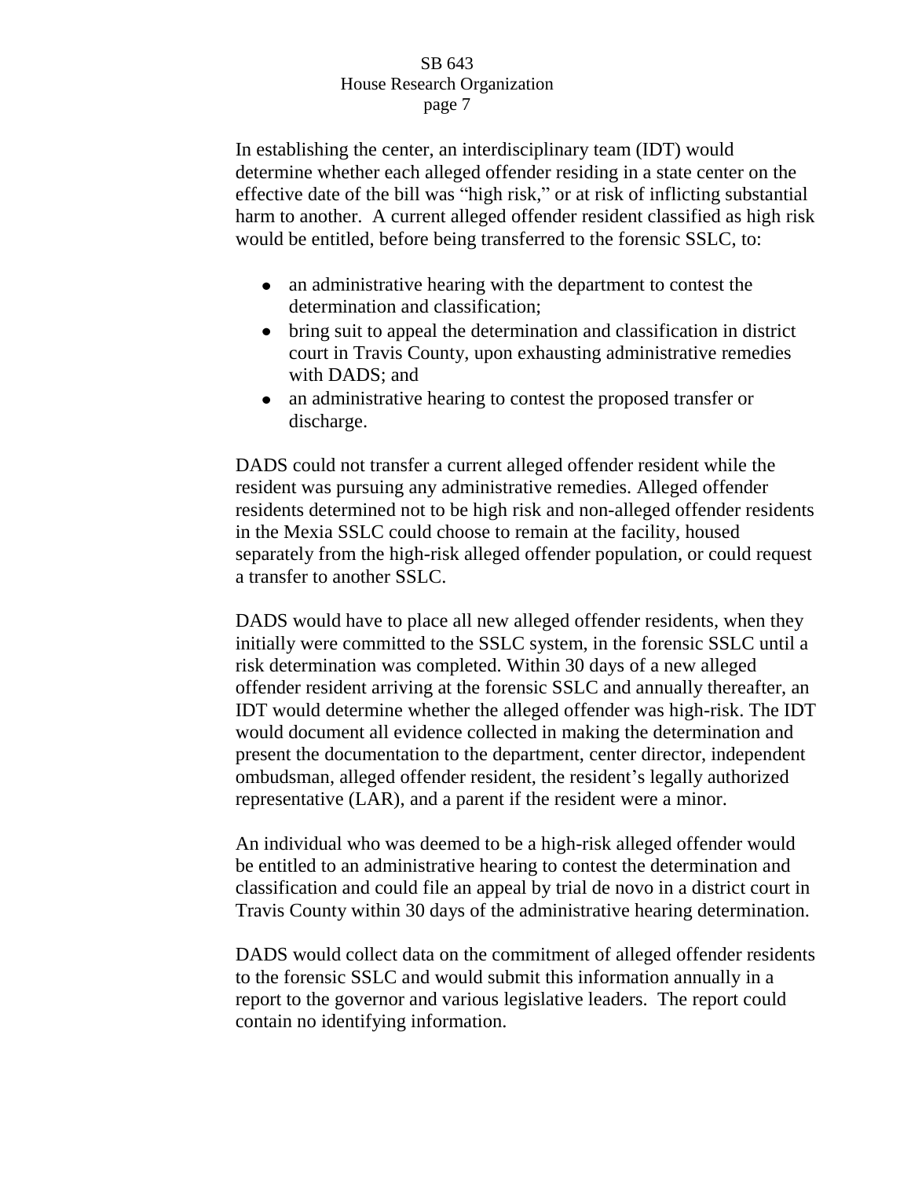In establishing the center, an interdisciplinary team (IDT) would determine whether each alleged offender residing in a state center on the effective date of the bill was "high risk," or at risk of inflicting substantial harm to another. A current alleged offender resident classified as high risk would be entitled, before being transferred to the forensic SSLC, to:

- an administrative hearing with the department to contest the determination and classification;
- bring suit to appeal the determination and classification in district court in Travis County, upon exhausting administrative remedies with DADS; and
- an administrative hearing to contest the proposed transfer or discharge.

DADS could not transfer a current alleged offender resident while the resident was pursuing any administrative remedies. Alleged offender residents determined not to be high risk and non-alleged offender residents in the Mexia SSLC could choose to remain at the facility, housed separately from the high-risk alleged offender population, or could request a transfer to another SSLC.

DADS would have to place all new alleged offender residents, when they initially were committed to the SSLC system, in the forensic SSLC until a risk determination was completed. Within 30 days of a new alleged offender resident arriving at the forensic SSLC and annually thereafter, an IDT would determine whether the alleged offender was high-risk. The IDT would document all evidence collected in making the determination and present the documentation to the department, center director, independent ombudsman, alleged offender resident, the resident's legally authorized representative (LAR), and a parent if the resident were a minor.

An individual who was deemed to be a high-risk alleged offender would be entitled to an administrative hearing to contest the determination and classification and could file an appeal by trial de novo in a district court in Travis County within 30 days of the administrative hearing determination.

DADS would collect data on the commitment of alleged offender residents to the forensic SSLC and would submit this information annually in a report to the governor and various legislative leaders. The report could contain no identifying information.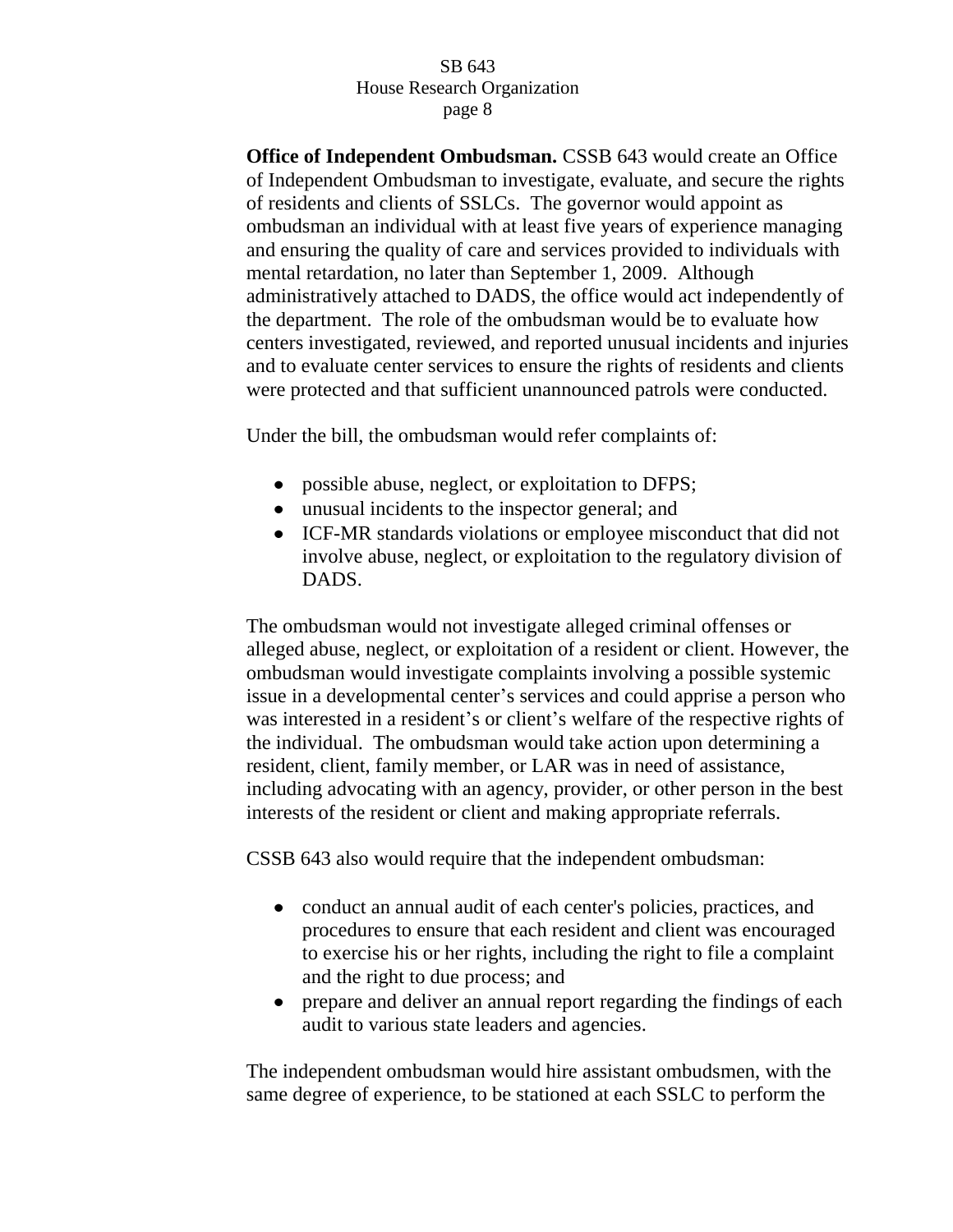**Office of Independent Ombudsman.** CSSB 643 would create an Office of Independent Ombudsman to investigate, evaluate, and secure the rights of residents and clients of SSLCs. The governor would appoint as ombudsman an individual with at least five years of experience managing and ensuring the quality of care and services provided to individuals with mental retardation, no later than September 1, 2009. Although administratively attached to DADS, the office would act independently of the department. The role of the ombudsman would be to evaluate how centers investigated, reviewed, and reported unusual incidents and injuries and to evaluate center services to ensure the rights of residents and clients were protected and that sufficient unannounced patrols were conducted.

Under the bill, the ombudsman would refer complaints of:

- possible abuse, neglect, or exploitation to DFPS;
- unusual incidents to the inspector general; and
- ICF-MR standards violations or employee misconduct that did not involve abuse, neglect, or exploitation to the regulatory division of DADS.

The ombudsman would not investigate alleged criminal offenses or alleged abuse, neglect, or exploitation of a resident or client. However, the ombudsman would investigate complaints involving a possible systemic issue in a developmental center's services and could apprise a person who was interested in a resident's or client's welfare of the respective rights of the individual. The ombudsman would take action upon determining a resident, client, family member, or LAR was in need of assistance, including advocating with an agency, provider, or other person in the best interests of the resident or client and making appropriate referrals.

CSSB 643 also would require that the independent ombudsman:

- conduct an annual audit of each center's policies, practices, and procedures to ensure that each resident and client was encouraged to exercise his or her rights, including the right to file a complaint and the right to due process; and
- prepare and deliver an annual report regarding the findings of each audit to various state leaders and agencies.

The independent ombudsman would hire assistant ombudsmen, with the same degree of experience, to be stationed at each SSLC to perform the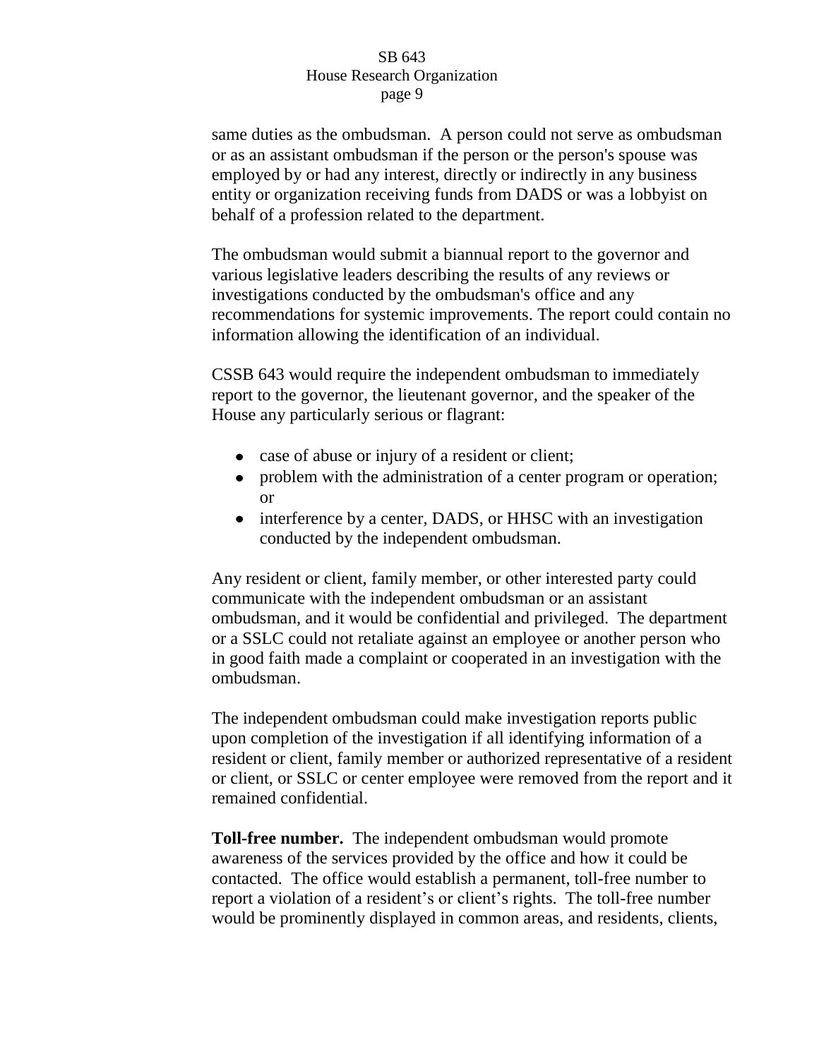same duties as the ombudsman. A person could not serve as ombudsman or as an assistant ombudsman if the person or the person's spouse was employed by or had any interest, directly or indirectly in any business entity or organization receiving funds from DADS or was a lobbyist on behalf of a profession related to the department.

The ombudsman would submit a biannual report to the governor and various legislative leaders describing the results of any reviews or investigations conducted by the ombudsman's office and any recommendations for systemic improvements. The report could contain no information allowing the identification of an individual.

CSSB 643 would require the independent ombudsman to immediately report to the governor, the lieutenant governor, and the speaker of the House any particularly serious or flagrant:

- case of abuse or injury of a resident or client;
- problem with the administration of a center program or operation; or
- interference by a center, DADS, or HHSC with an investigation conducted by the independent ombudsman.

Any resident or client, family member, or other interested party could communicate with the independent ombudsman or an assistant ombudsman, and it would be confidential and privileged. The department or a SSLC could not retaliate against an employee or another person who in good faith made a complaint or cooperated in an investigation with the ombudsman.

The independent ombudsman could make investigation reports public upon completion of the investigation if all identifying information of a resident or client, family member or authorized representative of a resident or client, or SSLC or center employee were removed from the report and it remained confidential.

**Toll-free number.** The independent ombudsman would promote awareness of the services provided by the office and how it could be contacted. The office would establish a permanent, toll-free number to report a violation of a resident's or client's rights. The toll-free number would be prominently displayed in common areas, and residents, clients,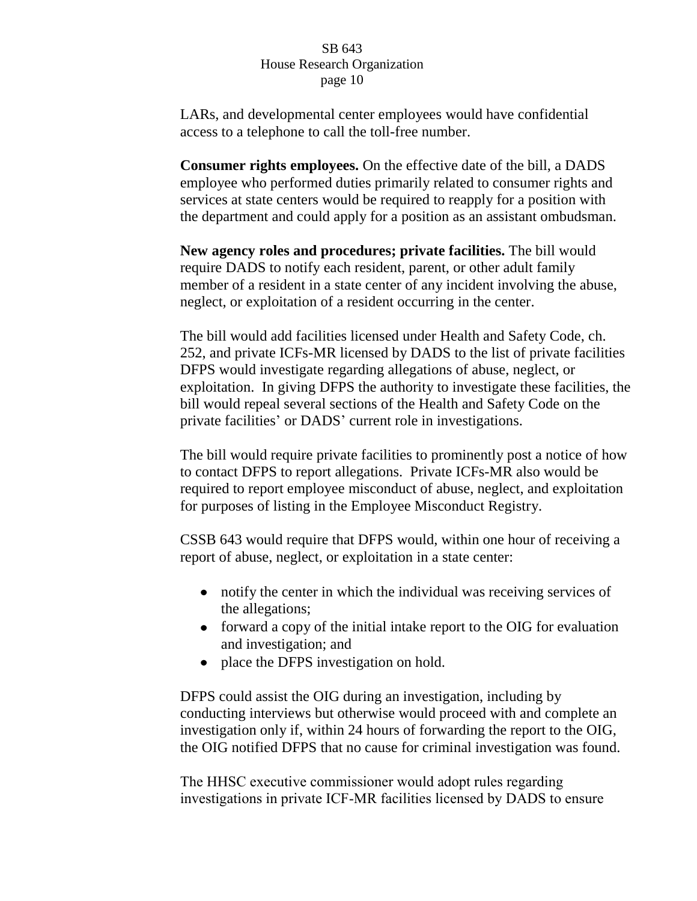LARs, and developmental center employees would have confidential access to a telephone to call the toll-free number.

**Consumer rights employees.** On the effective date of the bill, a DADS employee who performed duties primarily related to consumer rights and services at state centers would be required to reapply for a position with the department and could apply for a position as an assistant ombudsman.

**New agency roles and procedures; private facilities.** The bill would require DADS to notify each resident, parent, or other adult family member of a resident in a state center of any incident involving the abuse, neglect, or exploitation of a resident occurring in the center.

The bill would add facilities licensed under Health and Safety Code, ch. 252, and private ICFs-MR licensed by DADS to the list of private facilities DFPS would investigate regarding allegations of abuse, neglect, or exploitation. In giving DFPS the authority to investigate these facilities, the bill would repeal several sections of the Health and Safety Code on the private facilities' or DADS' current role in investigations.

The bill would require private facilities to prominently post a notice of how to contact DFPS to report allegations. Private ICFs-MR also would be required to report employee misconduct of abuse, neglect, and exploitation for purposes of listing in the Employee Misconduct Registry.

CSSB 643 would require that DFPS would, within one hour of receiving a report of abuse, neglect, or exploitation in a state center:

- notify the center in which the individual was receiving services of the allegations;
- forward a copy of the initial intake report to the OIG for evaluation and investigation; and
- place the DFPS investigation on hold.

DFPS could assist the OIG during an investigation, including by conducting interviews but otherwise would proceed with and complete an investigation only if, within 24 hours of forwarding the report to the OIG, the OIG notified DFPS that no cause for criminal investigation was found.

The HHSC executive commissioner would adopt rules regarding investigations in private ICF-MR facilities licensed by DADS to ensure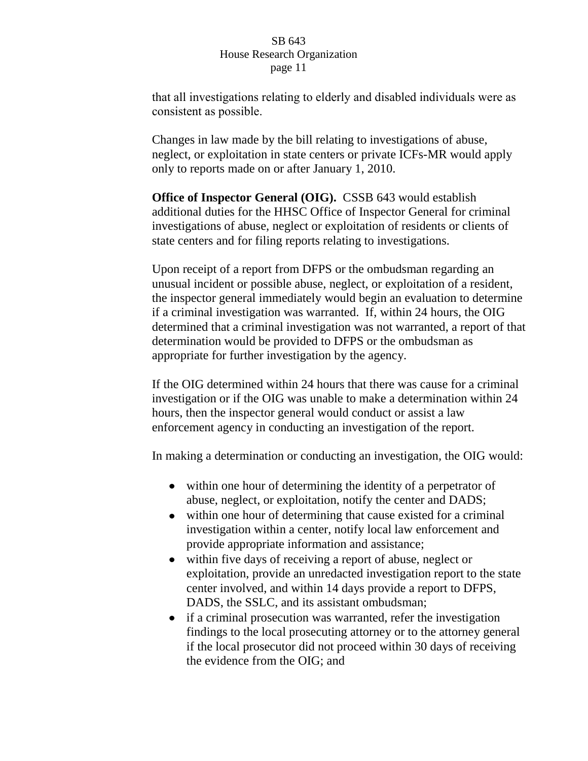that all investigations relating to elderly and disabled individuals were as consistent as possible.

Changes in law made by the bill relating to investigations of abuse, neglect, or exploitation in state centers or private ICFs-MR would apply only to reports made on or after January 1, 2010.

**Office of Inspector General (OIG).** CSSB 643 would establish additional duties for the HHSC Office of Inspector General for criminal investigations of abuse, neglect or exploitation of residents or clients of state centers and for filing reports relating to investigations.

Upon receipt of a report from DFPS or the ombudsman regarding an unusual incident or possible abuse, neglect, or exploitation of a resident, the inspector general immediately would begin an evaluation to determine if a criminal investigation was warranted. If, within 24 hours, the OIG determined that a criminal investigation was not warranted, a report of that determination would be provided to DFPS or the ombudsman as appropriate for further investigation by the agency.

If the OIG determined within 24 hours that there was cause for a criminal investigation or if the OIG was unable to make a determination within 24 hours, then the inspector general would conduct or assist a law enforcement agency in conducting an investigation of the report.

In making a determination or conducting an investigation, the OIG would:

- within one hour of determining the identity of a perpetrator of abuse, neglect, or exploitation, notify the center and DADS;
- within one hour of determining that cause existed for a criminal investigation within a center, notify local law enforcement and provide appropriate information and assistance;
- within five days of receiving a report of abuse, neglect or exploitation, provide an unredacted investigation report to the state center involved, and within 14 days provide a report to DFPS, DADS, the SSLC, and its assistant ombudsman;
- if a criminal prosecution was warranted, refer the investigation findings to the local prosecuting attorney or to the attorney general if the local prosecutor did not proceed within 30 days of receiving the evidence from the OIG; and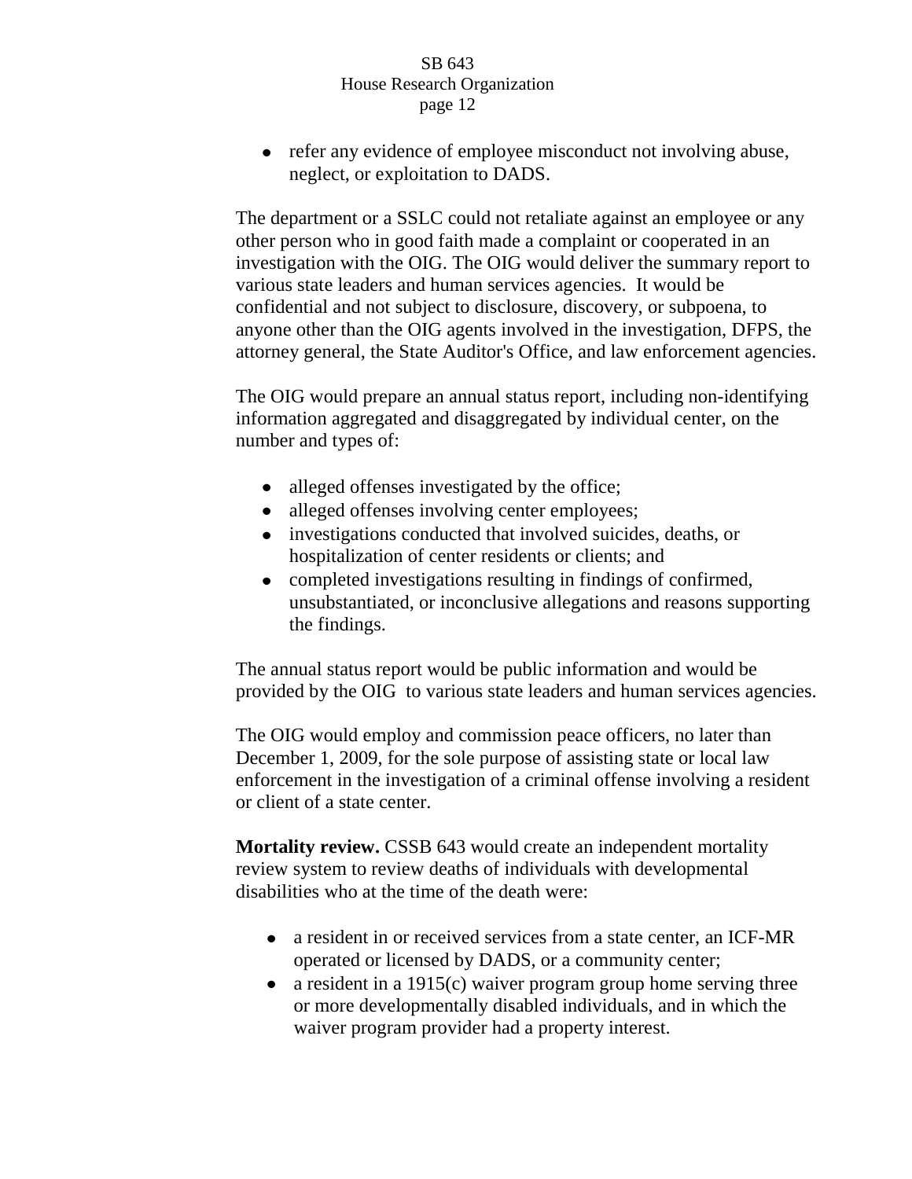- refer any evidence of employee misconduct not involving abuse, neglect, or exploitation to DADS.

The department or a SSLC could not retaliate against an employee or any other person who in good faith made a complaint or cooperated in an investigation with the OIG. The OIG would deliver the summary report to various state leaders and human services agencies. It would be confidential and not subject to disclosure, discovery, or subpoena, to anyone other than the OIG agents involved in the investigation, DFPS, the attorney general, the State Auditor's Office, and law enforcement agencies.

The OIG would prepare an annual status report, including non-identifying information aggregated and disaggregated by individual center, on the number and types of:

- alleged offenses investigated by the office;
- alleged offenses involving center employees;
- investigations conducted that involved suicides, deaths, or hospitalization of center residents or clients; and
- completed investigations resulting in findings of confirmed, unsubstantiated, or inconclusive allegations and reasons supporting the findings.

The annual status report would be public information and would be provided by the OIG to various state leaders and human services agencies.

The OIG would employ and commission peace officers, no later than December 1, 2009, for the sole purpose of assisting state or local law enforcement in the investigation of a criminal offense involving a resident or client of a state center.

**Mortality review.** CSSB 643 would create an independent mortality review system to review deaths of individuals with developmental disabilities who at the time of the death were:

- a resident in or received services from a state center, an ICF-MR operated or licensed by DADS, or a community center;
- a resident in a 1915(c) waiver program group home serving three or more developmentally disabled individuals, and in which the waiver program provider had a property interest.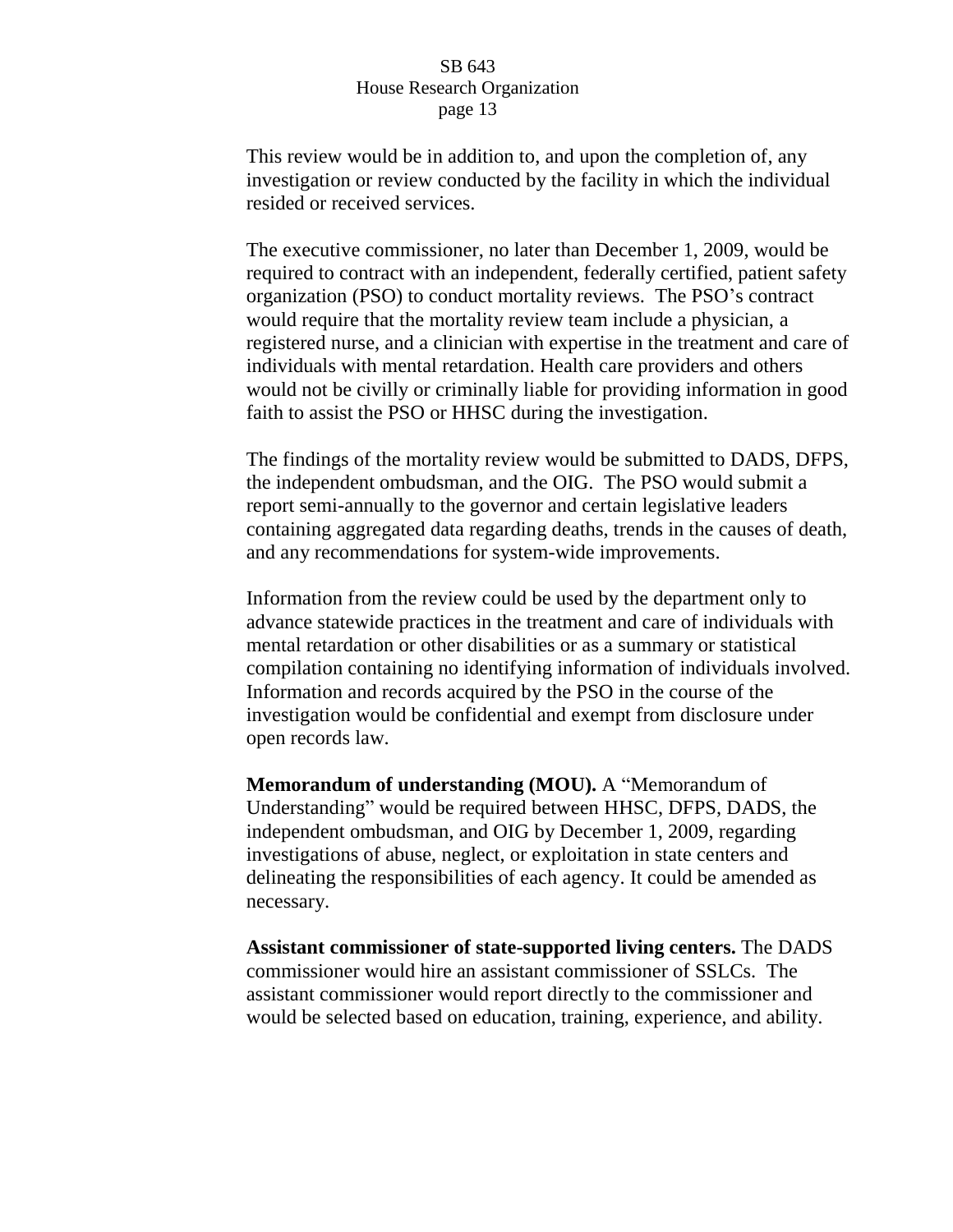This review would be in addition to, and upon the completion of, any investigation or review conducted by the facility in which the individual resided or received services.

The executive commissioner, no later than December 1, 2009, would be required to contract with an independent, federally certified, patient safety organization (PSO) to conduct mortality reviews. The PSO's contract would require that the mortality review team include a physician, a registered nurse, and a clinician with expertise in the treatment and care of individuals with mental retardation. Health care providers and others would not be civilly or criminally liable for providing information in good faith to assist the PSO or HHSC during the investigation.

The findings of the mortality review would be submitted to DADS, DFPS, the independent ombudsman, and the OIG. The PSO would submit a report semi-annually to the governor and certain legislative leaders containing aggregated data regarding deaths, trends in the causes of death, and any recommendations for system-wide improvements.

Information from the review could be used by the department only to advance statewide practices in the treatment and care of individuals with mental retardation or other disabilities or as a summary or statistical compilation containing no identifying information of individuals involved. Information and records acquired by the PSO in the course of the investigation would be confidential and exempt from disclosure under open records law.

**Memorandum of understanding (MOU).** A "Memorandum of Understanding" would be required between HHSC, DFPS, DADS, the independent ombudsman, and OIG by December 1, 2009, regarding investigations of abuse, neglect, or exploitation in state centers and delineating the responsibilities of each agency. It could be amended as necessary.

**Assistant commissioner of state-supported living centers.** The DADS commissioner would hire an assistant commissioner of SSLCs. The assistant commissioner would report directly to the commissioner and would be selected based on education, training, experience, and ability.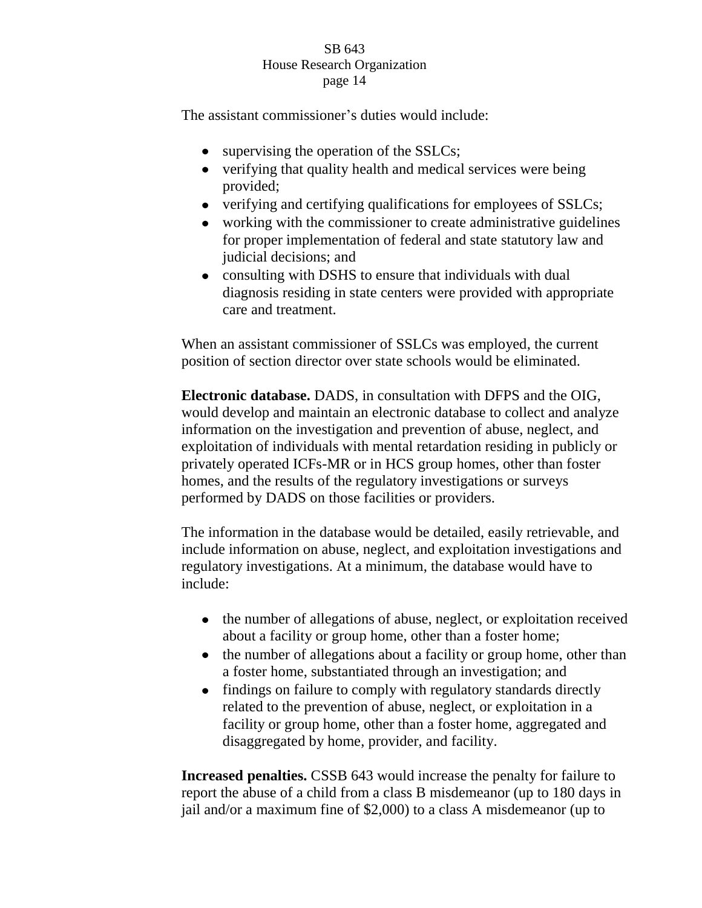The assistant commissioner's duties would include:

- supervising the operation of the SSLCs;
- verifying that quality health and medical services were being provided;
- verifying and certifying qualifications for employees of SSLCs;
- working with the commissioner to create administrative guidelines for proper implementation of federal and state statutory law and judicial decisions; and
- consulting with DSHS to ensure that individuals with dual diagnosis residing in state centers were provided with appropriate care and treatment.

When an assistant commissioner of SSLCs was employed, the current position of section director over state schools would be eliminated.

**Electronic database.** DADS, in consultation with DFPS and the OIG, would develop and maintain an electronic database to collect and analyze information on the investigation and prevention of abuse, neglect, and exploitation of individuals with mental retardation residing in publicly or privately operated ICFs-MR or in HCS group homes, other than foster homes, and the results of the regulatory investigations or surveys performed by DADS on those facilities or providers.

The information in the database would be detailed, easily retrievable, and include information on abuse, neglect, and exploitation investigations and regulatory investigations. At a minimum, the database would have to include:

- the number of allegations of abuse, neglect, or exploitation received about a facility or group home, other than a foster home;
- the number of allegations about a facility or group home, other than a foster home, substantiated through an investigation; and
- findings on failure to comply with regulatory standards directly related to the prevention of abuse, neglect, or exploitation in a facility or group home, other than a foster home, aggregated and disaggregated by home, provider, and facility.

**Increased penalties.** CSSB 643 would increase the penalty for failure to report the abuse of a child from a class B misdemeanor (up to 180 days in jail and/or a maximum fine of $2,000) to a class A misdemeanor (up to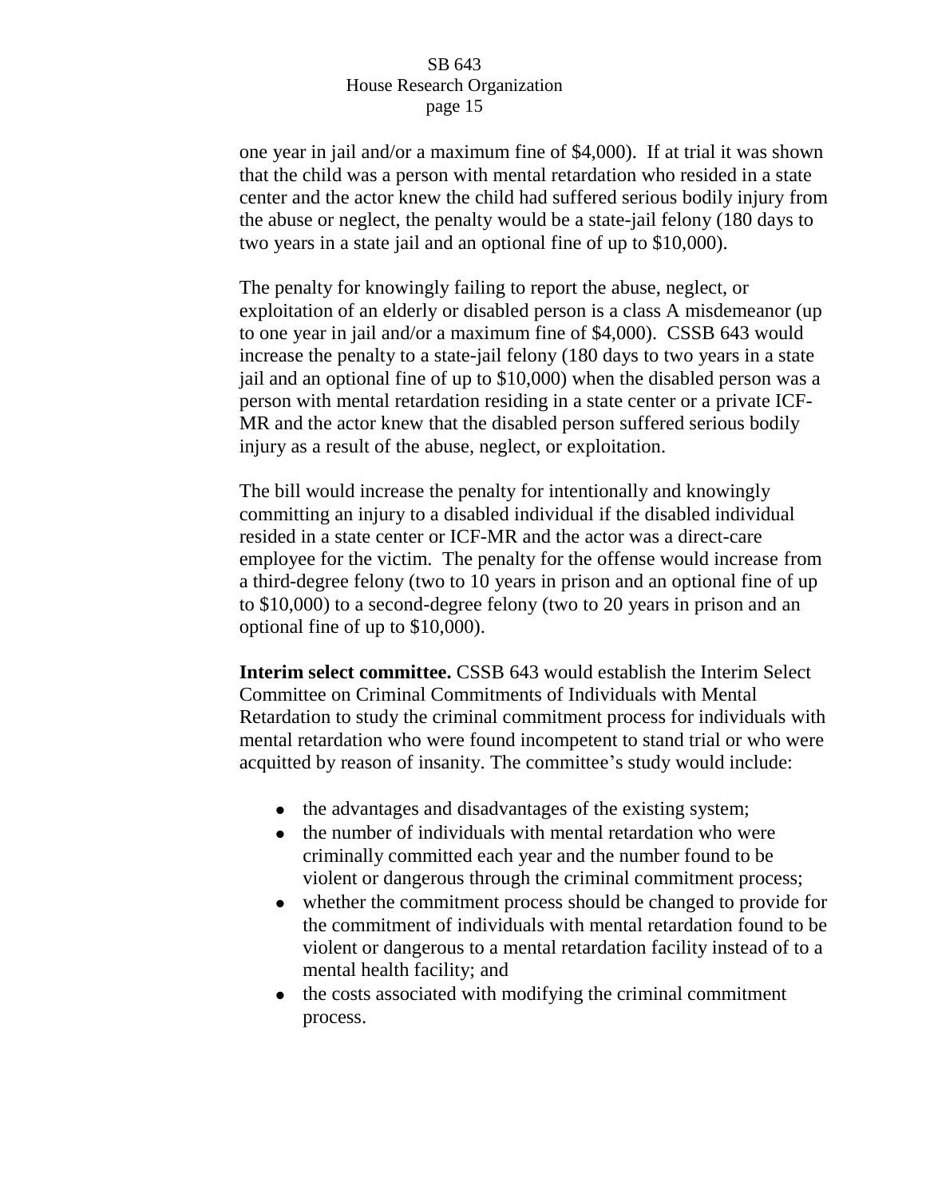one year in jail and/or a maximum fine of $4,000). If at trial it was shown that the child was a person with mental retardation who resided in a state center and the actor knew the child had suffered serious bodily injury from the abuse or neglect, the penalty would be a state-jail felony (180 days to two years in a state jail and an optional fine of up to $10,000).

The penalty for knowingly failing to report the abuse, neglect, or exploitation of an elderly or disabled person is a class A misdemeanor (up to one year in jail and/or a maximum fine of $4,000). CSSB 643 would increase the penalty to a state-jail felony (180 days to two years in a state jail and an optional fine of up to $10,000) when the disabled person was a person with mental retardation residing in a state center or a private ICF-MR and the actor knew that the disabled person suffered serious bodily injury as a result of the abuse, neglect, or exploitation.

The bill would increase the penalty for intentionally and knowingly committing an injury to a disabled individual if the disabled individual resided in a state center or ICF-MR and the actor was a direct-care employee for the victim. The penalty for the offense would increase from a third-degree felony (two to 10 years in prison and an optional fine of up to $10,000) to a second-degree felony (two to 20 years in prison and an optional fine of up to $10,000).

**Interim select committee.** CSSB 643 would establish the Interim Select Committee on Criminal Commitments of Individuals with Mental Retardation to study the criminal commitment process for individuals with mental retardation who were found incompetent to stand trial or who were acquitted by reason of insanity. The committee's study would include:

- the advantages and disadvantages of the existing system;
- the number of individuals with mental retardation who were criminally committed each year and the number found to be violent or dangerous through the criminal commitment process;
- whether the commitment process should be changed to provide for the commitment of individuals with mental retardation found to be violent or dangerous to a mental retardation facility instead of to a mental health facility; and
- the costs associated with modifying the criminal commitment process.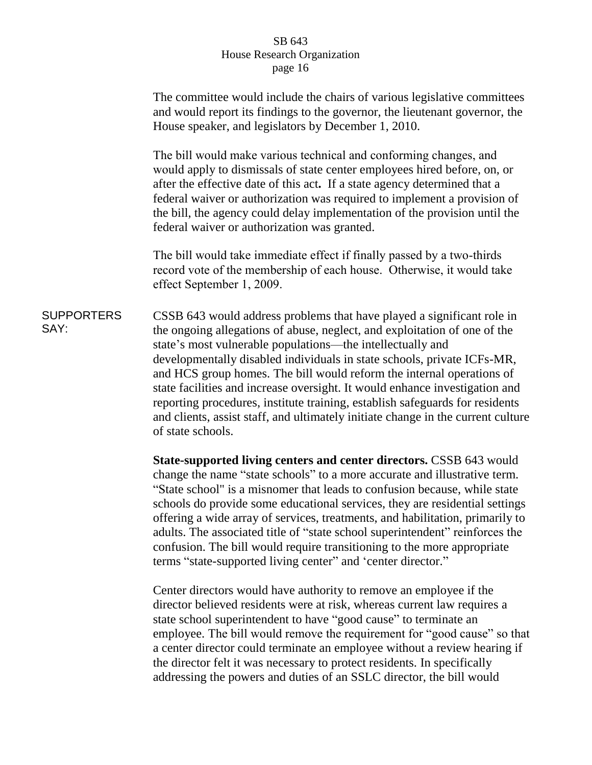The committee would include the chairs of various legislative committees and would report its findings to the governor, the lieutenant governor, the House speaker, and legislators by December 1, 2010.

The bill would make various technical and conforming changes, and would apply to dismissals of state center employees hired before, on, or after the effective date of this act**.** If a state agency determined that a federal waiver or authorization was required to implement a provision of the bill, the agency could delay implementation of the provision until the federal waiver or authorization was granted.

The bill would take immediate effect if finally passed by a two-thirds record vote of the membership of each house. Otherwise, it would take effect September 1, 2009.

SUPPORTERS SAY:

CSSB 643 would address problems that have played a significant role in the ongoing allegations of abuse, neglect, and exploitation of one of the state's most vulnerable populations—the intellectually and developmentally disabled individuals in state schools, private ICFs-MR, and HCS group homes. The bill would reform the internal operations of state facilities and increase oversight. It would enhance investigation and reporting procedures, institute training, establish safeguards for residents and clients, assist staff, and ultimately initiate change in the current culture of state schools.

**State-supported living centers and center directors.** CSSB 643 would change the name "state schools" to a more accurate and illustrative term. "State school" is a misnomer that leads to confusion because, while state schools do provide some educational services, they are residential settings offering a wide array of services, treatments, and habilitation, primarily to adults. The associated title of "state school superintendent" reinforces the confusion. The bill would require transitioning to the more appropriate terms "state-supported living center" and 'center director."

Center directors would have authority to remove an employee if the director believed residents were at risk, whereas current law requires a state school superintendent to have "good cause" to terminate an employee. The bill would remove the requirement for "good cause" so that a center director could terminate an employee without a review hearing if the director felt it was necessary to protect residents. In specifically addressing the powers and duties of an SSLC director, the bill would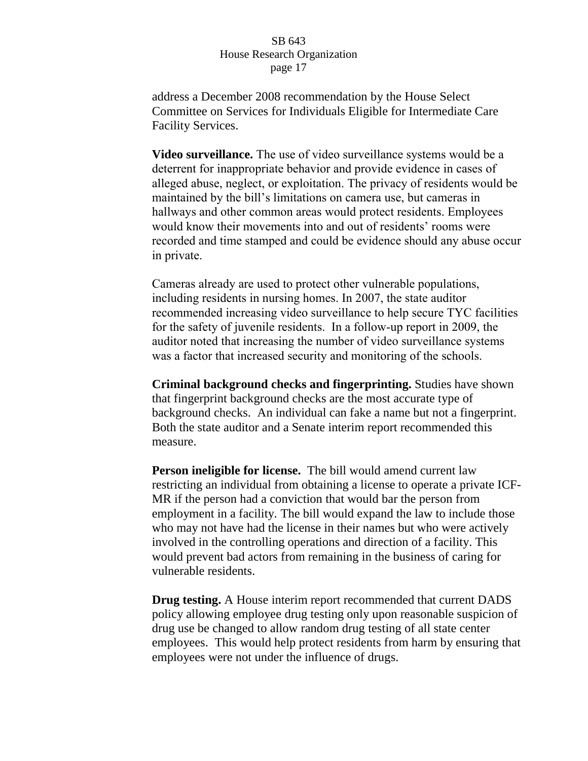address a December 2008 recommendation by the House Select Committee on Services for Individuals Eligible for Intermediate Care Facility Services.

**Video surveillance.** The use of video surveillance systems would be a deterrent for inappropriate behavior and provide evidence in cases of alleged abuse, neglect, or exploitation. The privacy of residents would be maintained by the bill's limitations on camera use, but cameras in hallways and other common areas would protect residents. Employees would know their movements into and out of residents' rooms were recorded and time stamped and could be evidence should any abuse occur in private.

Cameras already are used to protect other vulnerable populations, including residents in nursing homes. In 2007, the state auditor recommended increasing video surveillance to help secure TYC facilities for the safety of juvenile residents. In a follow-up report in 2009, the auditor noted that increasing the number of video surveillance systems was a factor that increased security and monitoring of the schools.

**Criminal background checks and fingerprinting.** Studies have shown that fingerprint background checks are the most accurate type of background checks. An individual can fake a name but not a fingerprint. Both the state auditor and a Senate interim report recommended this measure.

**Person ineligible for license.** The bill would amend current law restricting an individual from obtaining a license to operate a private ICF-MR if the person had a conviction that would bar the person from employment in a facility. The bill would expand the law to include those who may not have had the license in their names but who were actively involved in the controlling operations and direction of a facility. This would prevent bad actors from remaining in the business of caring for vulnerable residents.

**Drug testing.** A House interim report recommended that current DADS policy allowing employee drug testing only upon reasonable suspicion of drug use be changed to allow random drug testing of all state center employees. This would help protect residents from harm by ensuring that employees were not under the influence of drugs.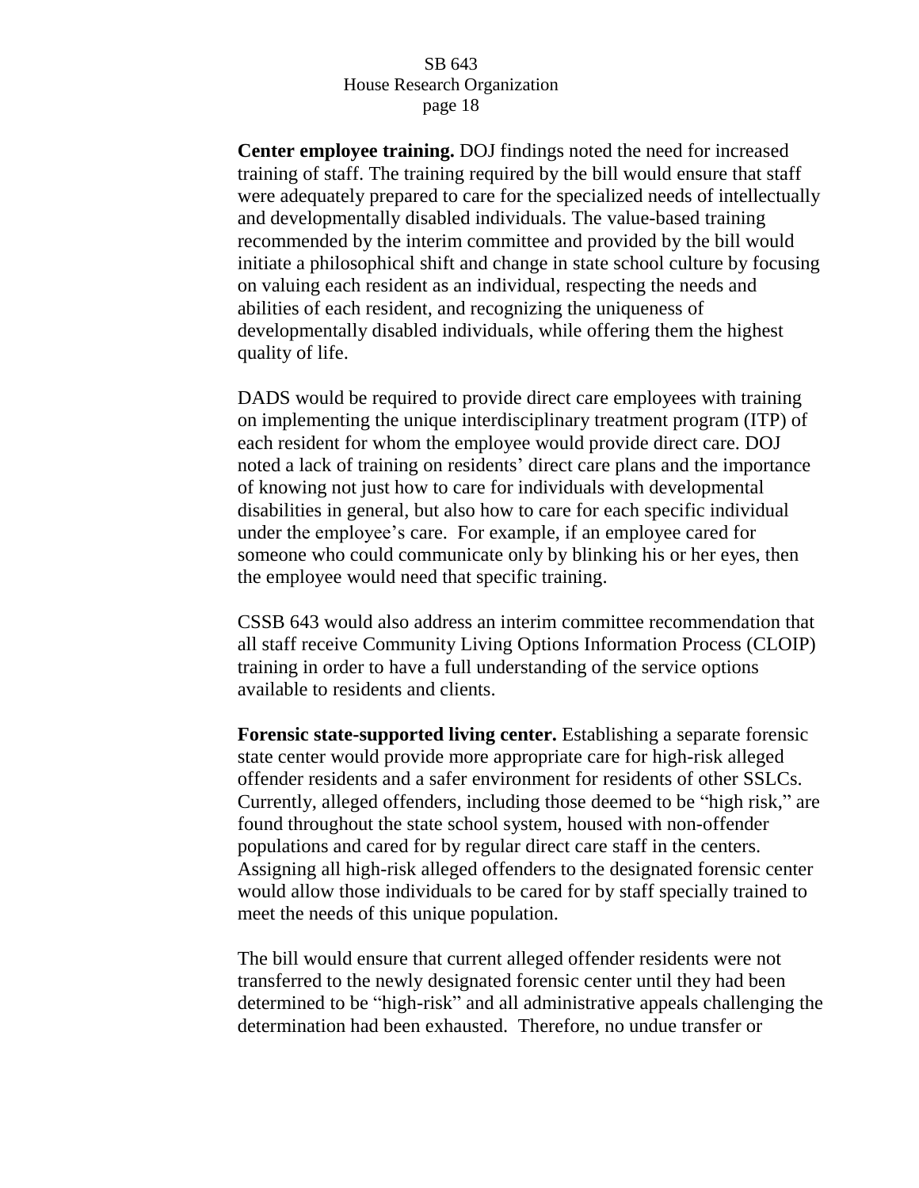**Center employee training.** DOJ findings noted the need for increased training of staff. The training required by the bill would ensure that staff were adequately prepared to care for the specialized needs of intellectually and developmentally disabled individuals. The value-based training recommended by the interim committee and provided by the bill would initiate a philosophical shift and change in state school culture by focusing on valuing each resident as an individual, respecting the needs and abilities of each resident, and recognizing the uniqueness of developmentally disabled individuals, while offering them the highest quality of life.

DADS would be required to provide direct care employees with training on implementing the unique interdisciplinary treatment program (ITP) of each resident for whom the employee would provide direct care. DOJ noted a lack of training on residents' direct care plans and the importance of knowing not just how to care for individuals with developmental disabilities in general, but also how to care for each specific individual under the employee's care. For example, if an employee cared for someone who could communicate only by blinking his or her eyes, then the employee would need that specific training.

CSSB 643 would also address an interim committee recommendation that all staff receive Community Living Options Information Process (CLOIP) training in order to have a full understanding of the service options available to residents and clients.

**Forensic state-supported living center.** Establishing a separate forensic state center would provide more appropriate care for high-risk alleged offender residents and a safer environment for residents of other SSLCs. Currently, alleged offenders, including those deemed to be "high risk," are found throughout the state school system, housed with non-offender populations and cared for by regular direct care staff in the centers. Assigning all high-risk alleged offenders to the designated forensic center would allow those individuals to be cared for by staff specially trained to meet the needs of this unique population.

The bill would ensure that current alleged offender residents were not transferred to the newly designated forensic center until they had been determined to be "high-risk" and all administrative appeals challenging the determination had been exhausted. Therefore, no undue transfer or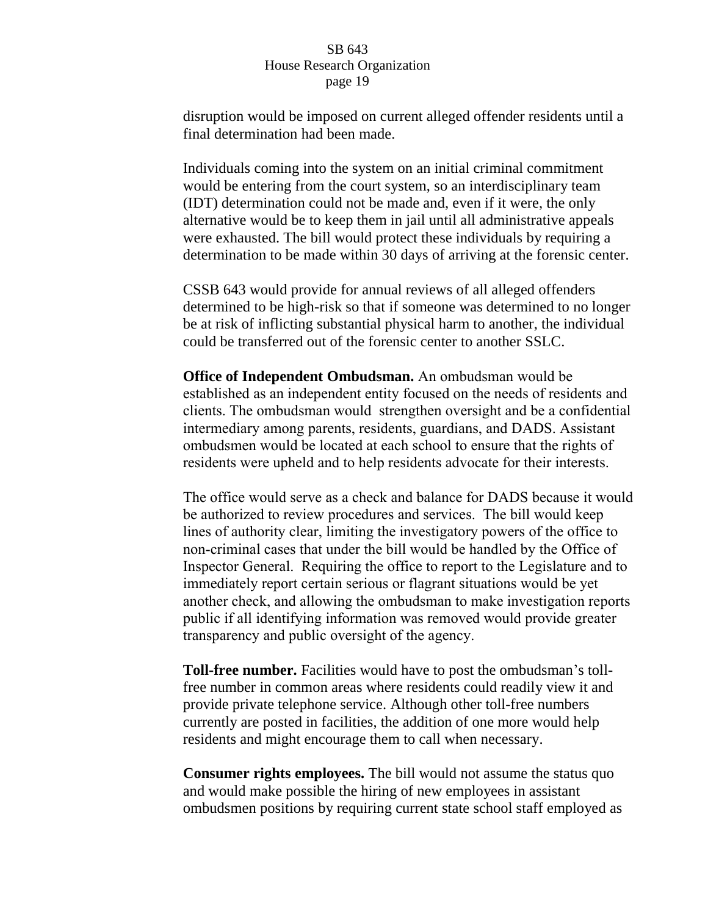disruption would be imposed on current alleged offender residents until a final determination had been made.

Individuals coming into the system on an initial criminal commitment would be entering from the court system, so an interdisciplinary team (IDT) determination could not be made and, even if it were, the only alternative would be to keep them in jail until all administrative appeals were exhausted. The bill would protect these individuals by requiring a determination to be made within 30 days of arriving at the forensic center.

CSSB 643 would provide for annual reviews of all alleged offenders determined to be high-risk so that if someone was determined to no longer be at risk of inflicting substantial physical harm to another, the individual could be transferred out of the forensic center to another SSLC.

**Office of Independent Ombudsman.** An ombudsman would be established as an independent entity focused on the needs of residents and clients. The ombudsman would strengthen oversight and be a confidential intermediary among parents, residents, guardians, and DADS. Assistant ombudsmen would be located at each school to ensure that the rights of residents were upheld and to help residents advocate for their interests.

The office would serve as a check and balance for DADS because it would be authorized to review procedures and services. The bill would keep lines of authority clear, limiting the investigatory powers of the office to non-criminal cases that under the bill would be handled by the Office of Inspector General. Requiring the office to report to the Legislature and to immediately report certain serious or flagrant situations would be yet another check, and allowing the ombudsman to make investigation reports public if all identifying information was removed would provide greater transparency and public oversight of the agency.

**Toll-free number.** Facilities would have to post the ombudsman's toll-free number in common areas where residents could readily view it and provide private telephone service. Although other toll-free numbers currently are posted in facilities, the addition of one more would help residents and might encourage them to call when necessary.

**Consumer rights employees.** The bill would not assume the status quo and would make possible the hiring of new employees in assistant ombudsmen positions by requiring current state school staff employed as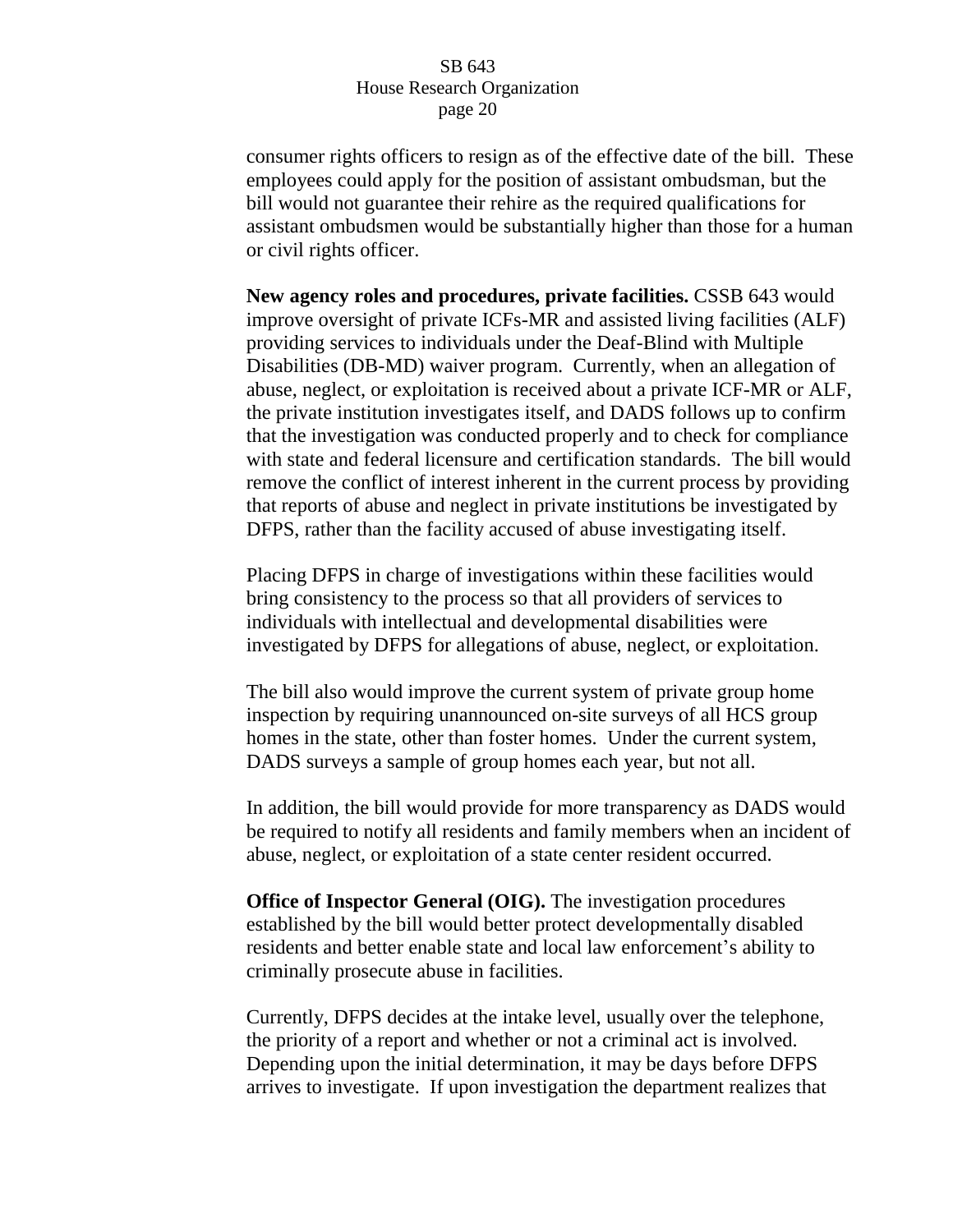consumer rights officers to resign as of the effective date of the bill. These employees could apply for the position of assistant ombudsman, but the bill would not guarantee their rehire as the required qualifications for assistant ombudsmen would be substantially higher than those for a human or civil rights officer.

**New agency roles and procedures, private facilities.** CSSB 643 would improve oversight of private ICFs-MR and assisted living facilities (ALF) providing services to individuals under the Deaf-Blind with Multiple Disabilities (DB-MD) waiver program. Currently, when an allegation of abuse, neglect, or exploitation is received about a private ICF-MR or ALF, the private institution investigates itself, and DADS follows up to confirm that the investigation was conducted properly and to check for compliance with state and federal licensure and certification standards. The bill would remove the conflict of interest inherent in the current process by providing that reports of abuse and neglect in private institutions be investigated by DFPS, rather than the facility accused of abuse investigating itself.

Placing DFPS in charge of investigations within these facilities would bring consistency to the process so that all providers of services to individuals with intellectual and developmental disabilities were investigated by DFPS for allegations of abuse, neglect, or exploitation.

The bill also would improve the current system of private group home inspection by requiring unannounced on-site surveys of all HCS group homes in the state, other than foster homes. Under the current system, DADS surveys a sample of group homes each year, but not all.

In addition, the bill would provide for more transparency as DADS would be required to notify all residents and family members when an incident of abuse, neglect, or exploitation of a state center resident occurred.

**Office of Inspector General (OIG).** The investigation procedures established by the bill would better protect developmentally disabled residents and better enable state and local law enforcement's ability to criminally prosecute abuse in facilities.

Currently, DFPS decides at the intake level, usually over the telephone, the priority of a report and whether or not a criminal act is involved. Depending upon the initial determination, it may be days before DFPS arrives to investigate. If upon investigation the department realizes that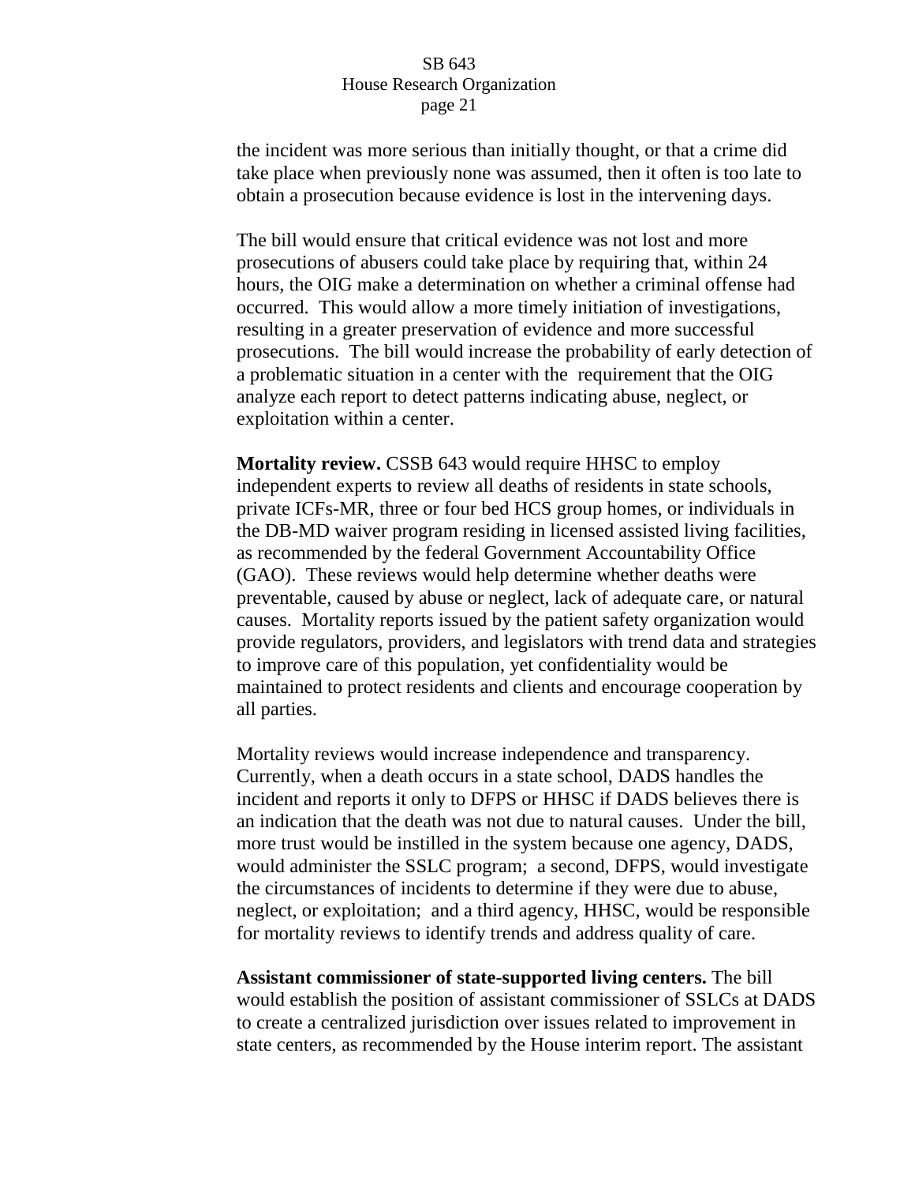the incident was more serious than initially thought, or that a crime did take place when previously none was assumed, then it often is too late to obtain a prosecution because evidence is lost in the intervening days.

The bill would ensure that critical evidence was not lost and more prosecutions of abusers could take place by requiring that, within 24 hours, the OIG make a determination on whether a criminal offense had occurred. This would allow a more timely initiation of investigations, resulting in a greater preservation of evidence and more successful prosecutions. The bill would increase the probability of early detection of a problematic situation in a center with the requirement that the OIG analyze each report to detect patterns indicating abuse, neglect, or exploitation within a center.

**Mortality review.** CSSB 643 would require HHSC to employ independent experts to review all deaths of residents in state schools, private ICFs-MR, three or four bed HCS group homes, or individuals in the DB-MD waiver program residing in licensed assisted living facilities, as recommended by the federal Government Accountability Office (GAO). These reviews would help determine whether deaths were preventable, caused by abuse or neglect, lack of adequate care, or natural causes. Mortality reports issued by the patient safety organization would provide regulators, providers, and legislators with trend data and strategies to improve care of this population, yet confidentiality would be maintained to protect residents and clients and encourage cooperation by all parties.

Mortality reviews would increase independence and transparency. Currently, when a death occurs in a state school, DADS handles the incident and reports it only to DFPS or HHSC if DADS believes there is an indication that the death was not due to natural causes. Under the bill, more trust would be instilled in the system because one agency, DADS, would administer the SSLC program; a second, DFPS, would investigate the circumstances of incidents to determine if they were due to abuse, neglect, or exploitation; and a third agency, HHSC, would be responsible for mortality reviews to identify trends and address quality of care.

**Assistant commissioner of state-supported living centers.** The bill would establish the position of assistant commissioner of SSLCs at DADS to create a centralized jurisdiction over issues related to improvement in state centers, as recommended by the House interim report. The assistant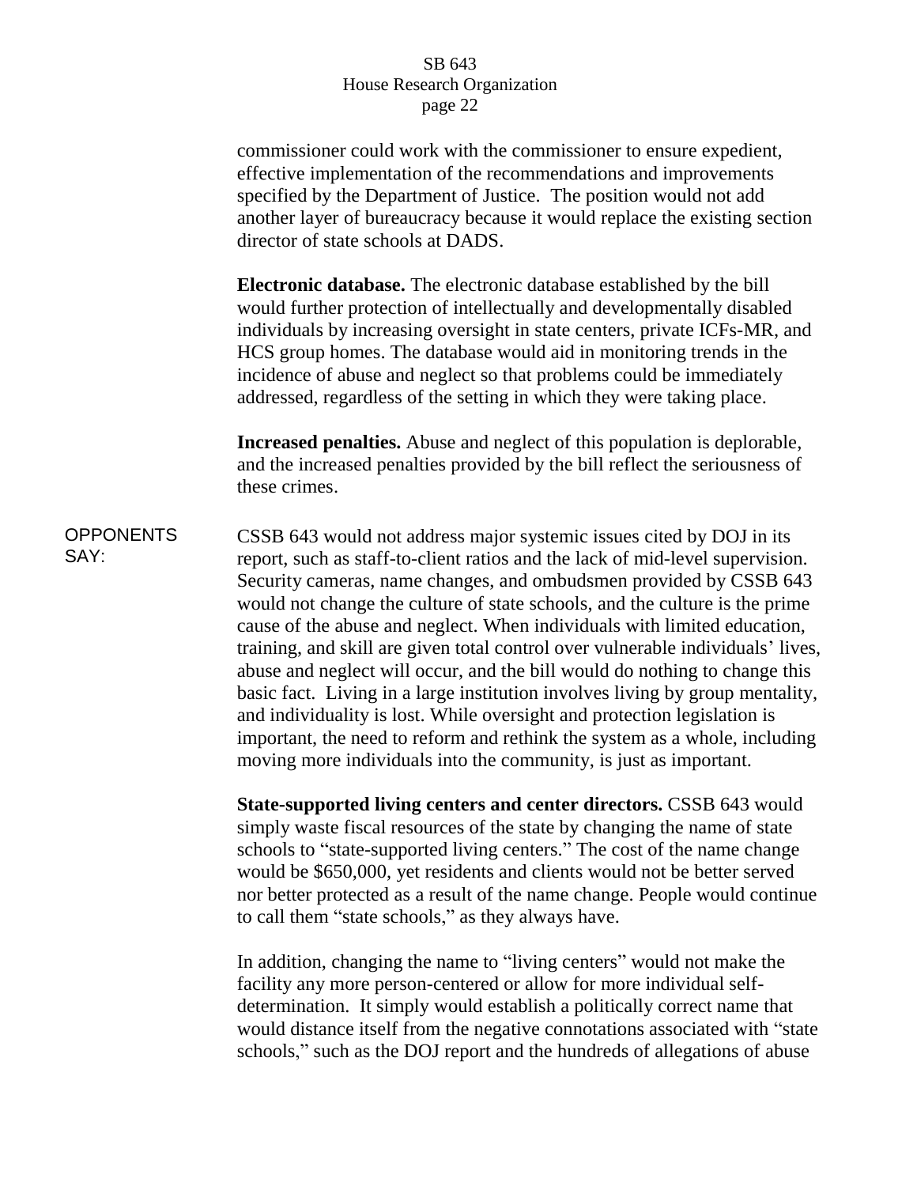commissioner could work with the commissioner to ensure expedient, effective implementation of the recommendations and improvements specified by the Department of Justice. The position would not add another layer of bureaucracy because it would replace the existing section director of state schools at DADS.

**Electronic database.** The electronic database established by the bill would further protection of intellectually and developmentally disabled individuals by increasing oversight in state centers, private ICFs-MR, and HCS group homes. The database would aid in monitoring trends in the incidence of abuse and neglect so that problems could be immediately addressed, regardless of the setting in which they were taking place.

**Increased penalties.** Abuse and neglect of this population is deplorable, and the increased penalties provided by the bill reflect the seriousness of these crimes.

OPPONENTS SAY:

CSSB 643 would not address major systemic issues cited by DOJ in its report, such as staff-to-client ratios and the lack of mid-level supervision. Security cameras, name changes, and ombudsmen provided by CSSB 643 would not change the culture of state schools, and the culture is the prime cause of the abuse and neglect. When individuals with limited education, training, and skill are given total control over vulnerable individuals' lives, abuse and neglect will occur, and the bill would do nothing to change this basic fact. Living in a large institution involves living by group mentality, and individuality is lost. While oversight and protection legislation is important, the need to reform and rethink the system as a whole, including moving more individuals into the community, is just as important.

**State-supported living centers and center directors.** CSSB 643 would simply waste fiscal resources of the state by changing the name of state schools to "state-supported living centers." The cost of the name change would be $650,000, yet residents and clients would not be better served nor better protected as a result of the name change. People would continue to call them "state schools," as they always have.

In addition, changing the name to "living centers" would not make the facility any more person-centered or allow for more individual self-determination. It simply would establish a politically correct name that would distance itself from the negative connotations associated with "state schools," such as the DOJ report and the hundreds of allegations of abuse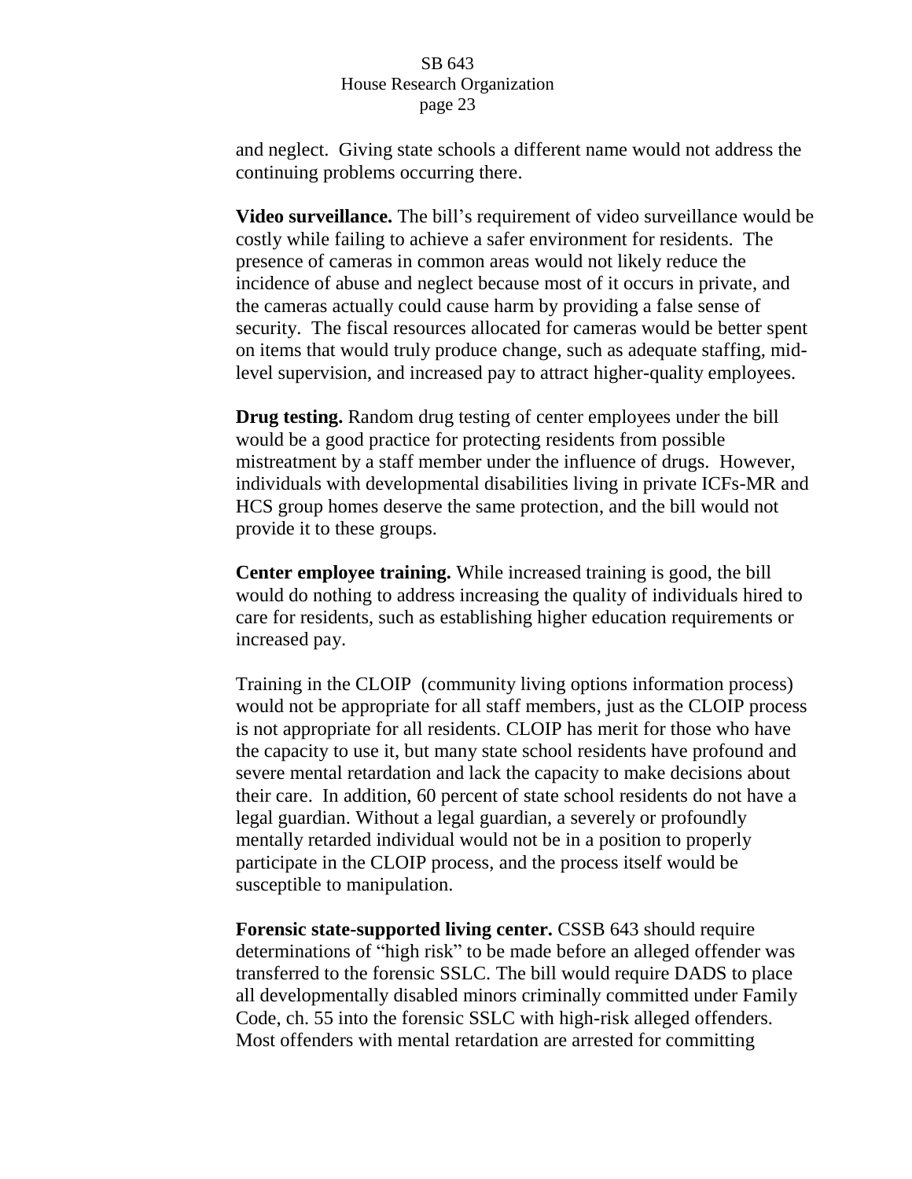and neglect. Giving state schools a different name would not address the continuing problems occurring there.

**Video surveillance.** The bill's requirement of video surveillance would be costly while failing to achieve a safer environment for residents. The presence of cameras in common areas would not likely reduce the incidence of abuse and neglect because most of it occurs in private, and the cameras actually could cause harm by providing a false sense of security. The fiscal resources allocated for cameras would be better spent on items that would truly produce change, such as adequate staffing, mid-level supervision, and increased pay to attract higher-quality employees.

**Drug testing.** Random drug testing of center employees under the bill would be a good practice for protecting residents from possible mistreatment by a staff member under the influence of drugs. However, individuals with developmental disabilities living in private ICFs-MR and HCS group homes deserve the same protection, and the bill would not provide it to these groups.

**Center employee training.** While increased training is good, the bill would do nothing to address increasing the quality of individuals hired to care for residents, such as establishing higher education requirements or increased pay.

Training in the CLOIP (community living options information process) would not be appropriate for all staff members, just as the CLOIP process is not appropriate for all residents. CLOIP has merit for those who have the capacity to use it, but many state school residents have profound and severe mental retardation and lack the capacity to make decisions about their care. In addition, 60 percent of state school residents do not have a legal guardian. Without a legal guardian, a severely or profoundly mentally retarded individual would not be in a position to properly participate in the CLOIP process, and the process itself would be susceptible to manipulation.

**Forensic state-supported living center.** CSSB 643 should require determinations of "high risk" to be made before an alleged offender was transferred to the forensic SSLC. The bill would require DADS to place all developmentally disabled minors criminally committed under Family Code, ch. 55 into the forensic SSLC with high-risk alleged offenders. Most offenders with mental retardation are arrested for committing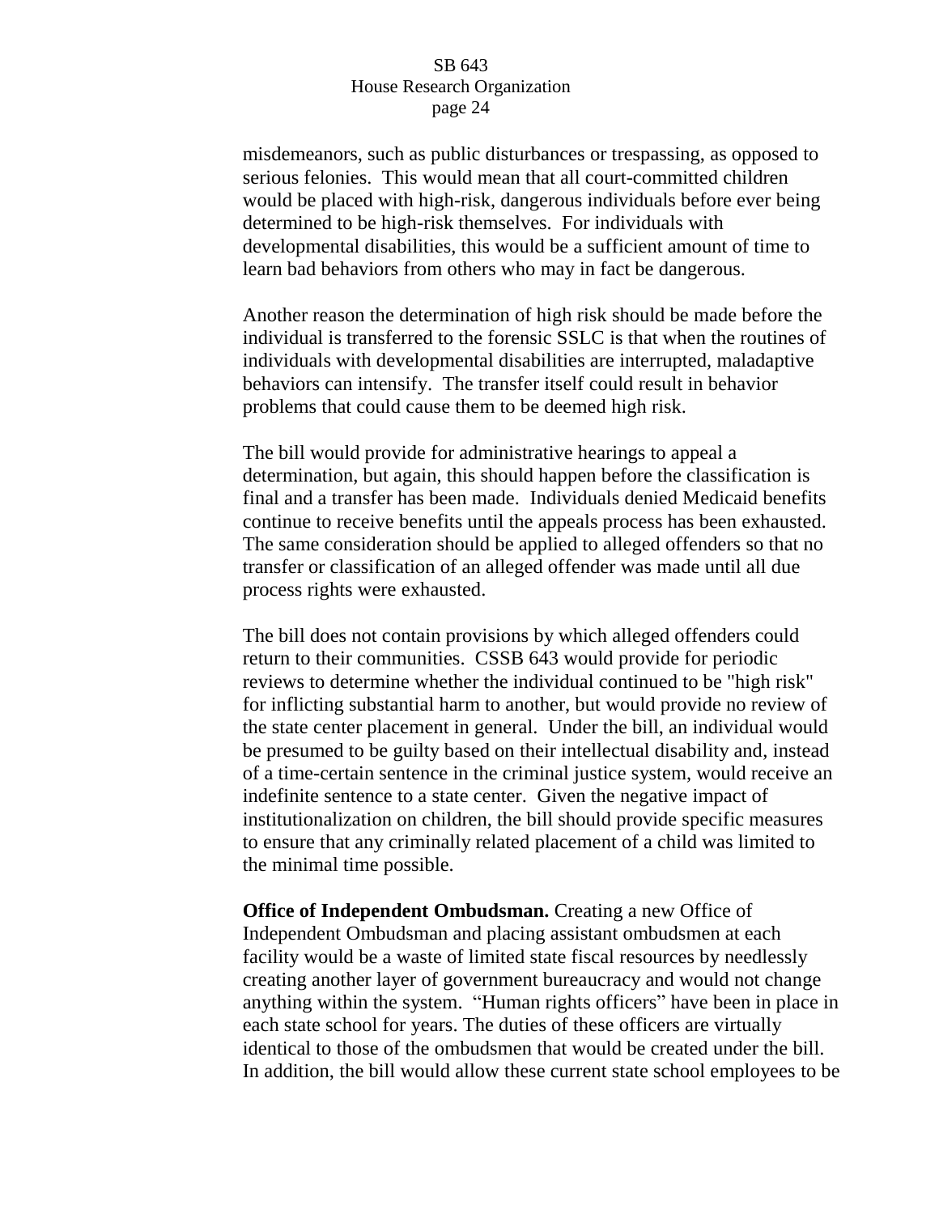misdemeanors, such as public disturbances or trespassing, as opposed to serious felonies. This would mean that all court-committed children would be placed with high-risk, dangerous individuals before ever being determined to be high-risk themselves. For individuals with developmental disabilities, this would be a sufficient amount of time to learn bad behaviors from others who may in fact be dangerous.

Another reason the determination of high risk should be made before the individual is transferred to the forensic SSLC is that when the routines of individuals with developmental disabilities are interrupted, maladaptive behaviors can intensify. The transfer itself could result in behavior problems that could cause them to be deemed high risk.

The bill would provide for administrative hearings to appeal a determination, but again, this should happen before the classification is final and a transfer has been made. Individuals denied Medicaid benefits continue to receive benefits until the appeals process has been exhausted. The same consideration should be applied to alleged offenders so that no transfer or classification of an alleged offender was made until all due process rights were exhausted.

The bill does not contain provisions by which alleged offenders could return to their communities. CSSB 643 would provide for periodic reviews to determine whether the individual continued to be "high risk" for inflicting substantial harm to another, but would provide no review of the state center placement in general. Under the bill, an individual would be presumed to be guilty based on their intellectual disability and, instead of a time-certain sentence in the criminal justice system, would receive an indefinite sentence to a state center. Given the negative impact of institutionalization on children, the bill should provide specific measures to ensure that any criminally related placement of a child was limited to the minimal time possible.

**Office of Independent Ombudsman.** Creating a new Office of Independent Ombudsman and placing assistant ombudsmen at each facility would be a waste of limited state fiscal resources by needlessly creating another layer of government bureaucracy and would not change anything within the system. "Human rights officers" have been in place in each state school for years. The duties of these officers are virtually identical to those of the ombudsmen that would be created under the bill. In addition, the bill would allow these current state school employees to be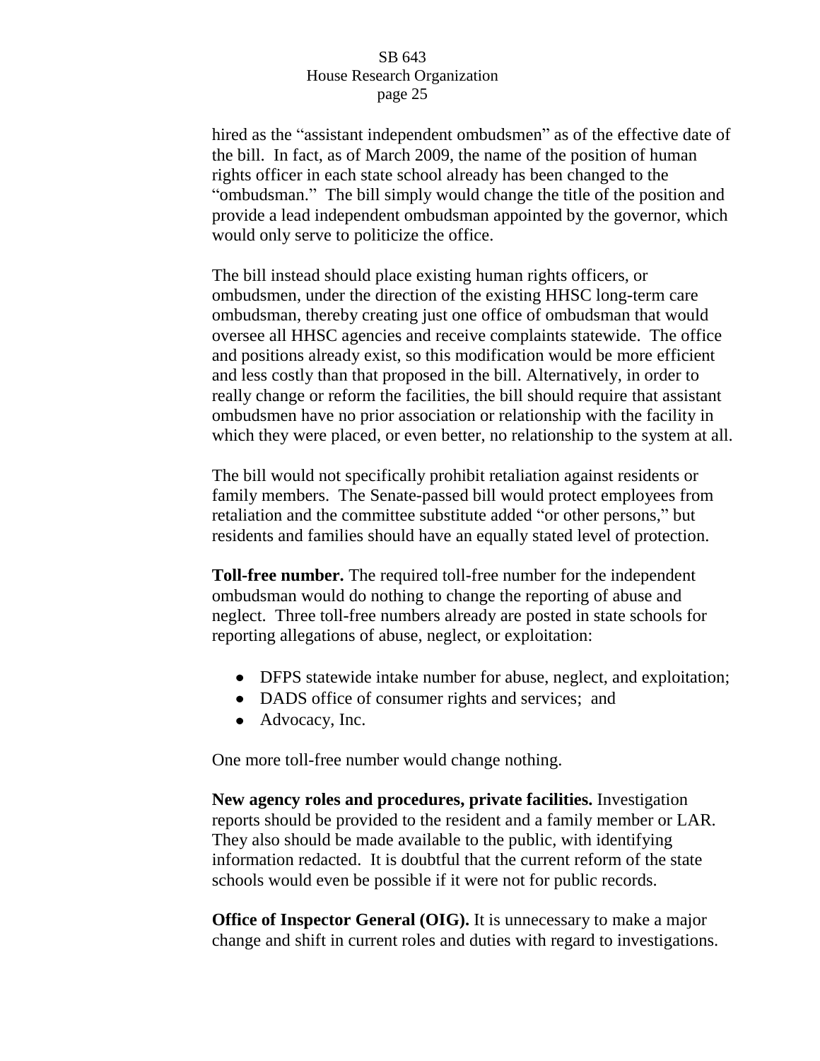hired as the "assistant independent ombudsmen" as of the effective date of the bill. In fact, as of March 2009, the name of the position of human rights officer in each state school already has been changed to the "ombudsman." The bill simply would change the title of the position and provide a lead independent ombudsman appointed by the governor, which would only serve to politicize the office.

The bill instead should place existing human rights officers, or ombudsmen, under the direction of the existing HHSC long-term care ombudsman, thereby creating just one office of ombudsman that would oversee all HHSC agencies and receive complaints statewide. The office and positions already exist, so this modification would be more efficient and less costly than that proposed in the bill. Alternatively, in order to really change or reform the facilities, the bill should require that assistant ombudsmen have no prior association or relationship with the facility in which they were placed, or even better, no relationship to the system at all.

The bill would not specifically prohibit retaliation against residents or family members. The Senate-passed bill would protect employees from retaliation and the committee substitute added "or other persons," but residents and families should have an equally stated level of protection.

**Toll-free number.** The required toll-free number for the independent ombudsman would do nothing to change the reporting of abuse and neglect. Three toll-free numbers already are posted in state schools for reporting allegations of abuse, neglect, or exploitation:

- DFPS statewide intake number for abuse, neglect, and exploitation;
- DADS office of consumer rights and services; and
- Advocacy, Inc.

One more toll-free number would change nothing.

**New agency roles and procedures, private facilities.** Investigation reports should be provided to the resident and a family member or LAR. They also should be made available to the public, with identifying information redacted. It is doubtful that the current reform of the state schools would even be possible if it were not for public records.

**Office of Inspector General (OIG).** It is unnecessary to make a major change and shift in current roles and duties with regard to investigations.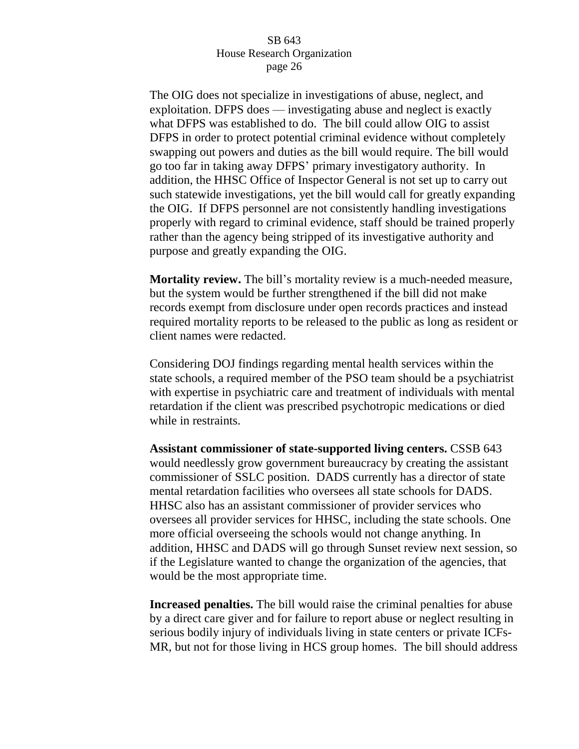The OIG does not specialize in investigations of abuse, neglect, and exploitation. DFPS does — investigating abuse and neglect is exactly what DFPS was established to do. The bill could allow OIG to assist DFPS in order to protect potential criminal evidence without completely swapping out powers and duties as the bill would require. The bill would go too far in taking away DFPS' primary investigatory authority. In addition, the HHSC Office of Inspector General is not set up to carry out such statewide investigations, yet the bill would call for greatly expanding the OIG. If DFPS personnel are not consistently handling investigations properly with regard to criminal evidence, staff should be trained properly rather than the agency being stripped of its investigative authority and purpose and greatly expanding the OIG.

**Mortality review.** The bill's mortality review is a much-needed measure, but the system would be further strengthened if the bill did not make records exempt from disclosure under open records practices and instead required mortality reports to be released to the public as long as resident or client names were redacted.

Considering DOJ findings regarding mental health services within the state schools, a required member of the PSO team should be a psychiatrist with expertise in psychiatric care and treatment of individuals with mental retardation if the client was prescribed psychotropic medications or died while in restraints.

**Assistant commissioner of state-supported living centers.** CSSB 643 would needlessly grow government bureaucracy by creating the assistant commissioner of SSLC position. DADS currently has a director of state mental retardation facilities who oversees all state schools for DADS. HHSC also has an assistant commissioner of provider services who oversees all provider services for HHSC, including the state schools. One more official overseeing the schools would not change anything. In addition, HHSC and DADS will go through Sunset review next session, so if the Legislature wanted to change the organization of the agencies, that would be the most appropriate time.

**Increased penalties.** The bill would raise the criminal penalties for abuse by a direct care giver and for failure to report abuse or neglect resulting in serious bodily injury of individuals living in state centers or private ICFs-MR, but not for those living in HCS group homes. The bill should address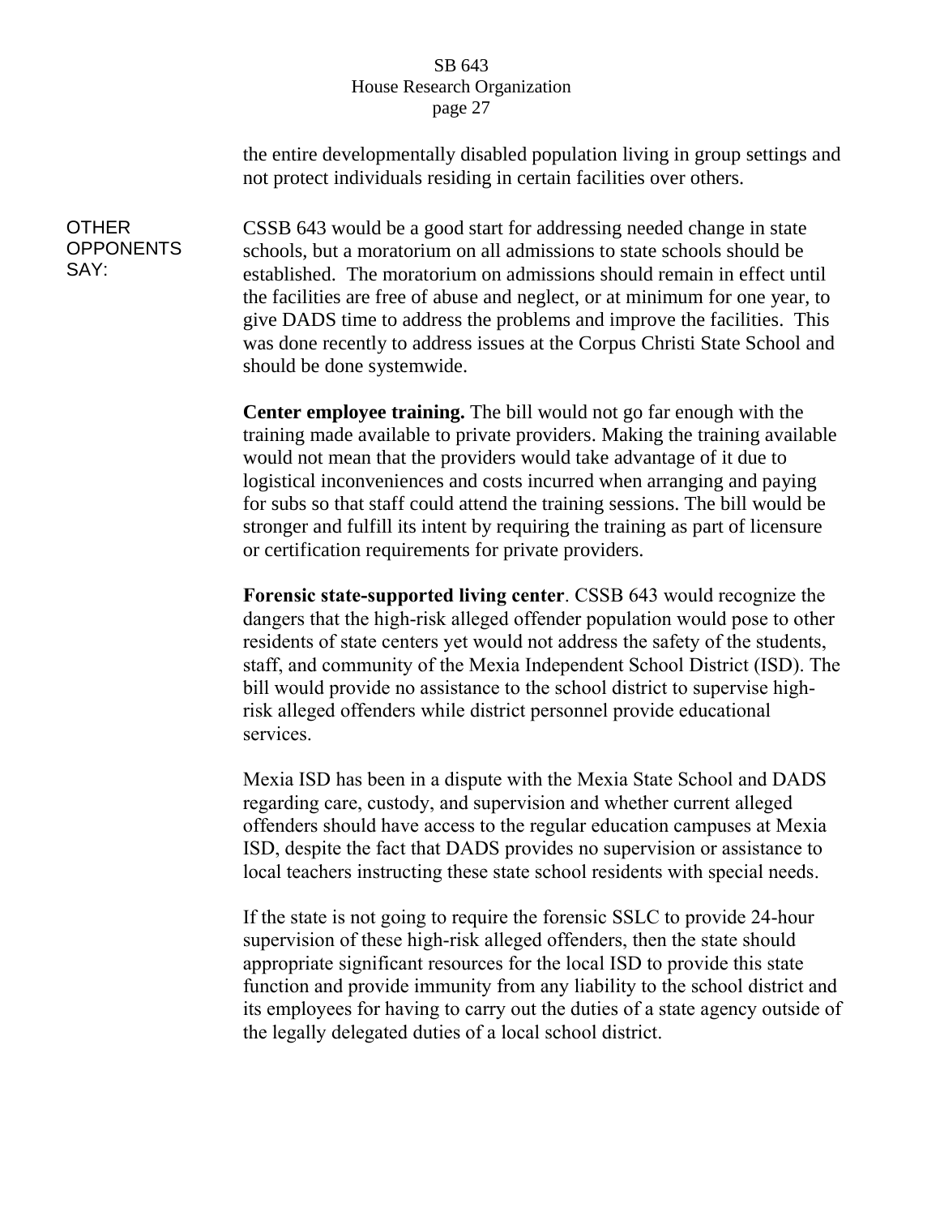the entire developmentally disabled population living in group settings and not protect individuals residing in certain facilities over others.

**OTHER OPPONENTS SAY:**

CSSB 643 would be a good start for addressing needed change in state schools, but a moratorium on all admissions to state schools should be established. The moratorium on admissions should remain in effect until the facilities are free of abuse and neglect, or at minimum for one year, to give DADS time to address the problems and improve the facilities. This was done recently to address issues at the Corpus Christi State School and should be done systemwide.

**Center employee training.** The bill would not go far enough with the training made available to private providers. Making the training available would not mean that the providers would take advantage of it due to logistical inconveniences and costs incurred when arranging and paying for subs so that staff could attend the training sessions. The bill would be stronger and fulfill its intent by requiring the training as part of licensure or certification requirements for private providers.

**Forensic state-supported living center**. CSSB 643 would recognize the dangers that the high-risk alleged offender population would pose to other residents of state centers yet would not address the safety of the students, staff, and community of the Mexia Independent School District (ISD). The bill would provide no assistance to the school district to supervise high-risk alleged offenders while district personnel provide educational services.

Mexia ISD has been in a dispute with the Mexia State School and DADS regarding care, custody, and supervision and whether current alleged offenders should have access to the regular education campuses at Mexia ISD, despite the fact that DADS provides no supervision or assistance to local teachers instructing these state school residents with special needs.

If the state is not going to require the forensic SSLC to provide 24-hour supervision of these high-risk alleged offenders, then the state should appropriate significant resources for the local ISD to provide this state function and provide immunity from any liability to the school district and its employees for having to carry out the duties of a state agency outside of the legally delegated duties of a local school district.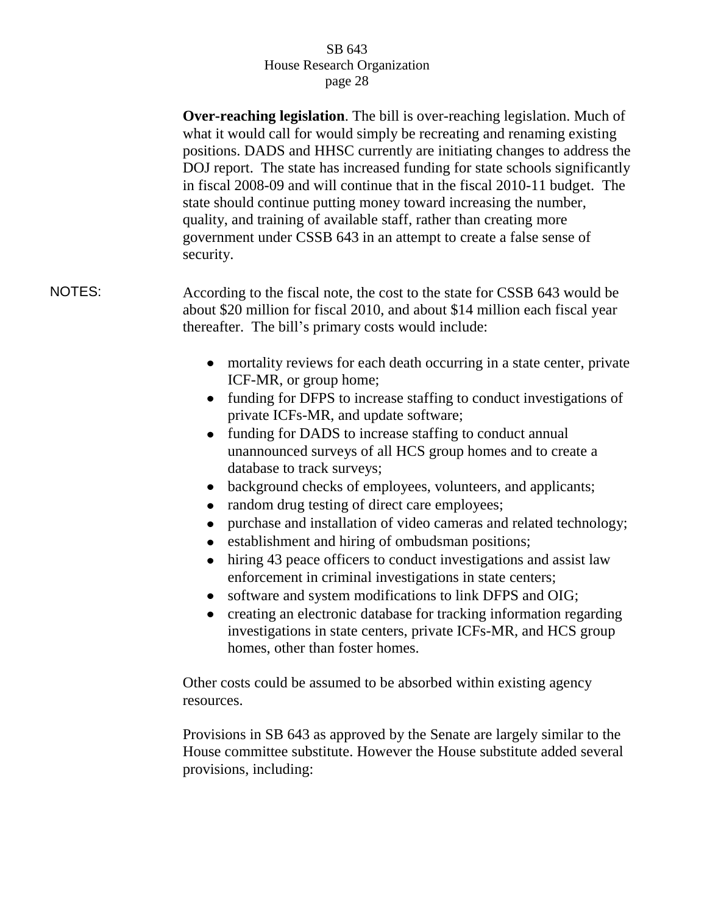**Over-reaching legislation**. The bill is over-reaching legislation. Much of what it would call for would simply be recreating and renaming existing positions. DADS and HHSC currently are initiating changes to address the DOJ report. The state has increased funding for state schools significantly in fiscal 2008-09 and will continue that in the fiscal 2010-11 budget. The state should continue putting money toward increasing the number, quality, and training of available staff, rather than creating more government under CSSB 643 in an attempt to create a false sense of security.

NOTES: According to the fiscal note, the cost to the state for CSSB 643 would be about $20 million for fiscal 2010, and about $14 million each fiscal year thereafter. The bill's primary costs would include:

- mortality reviews for each death occurring in a state center, private ICF-MR, or group home;
- funding for DFPS to increase staffing to conduct investigations of private ICFs-MR, and update software;
- funding for DADS to increase staffing to conduct annual unannounced surveys of all HCS group homes and to create a database to track surveys;
- background checks of employees, volunteers, and applicants;
- random drug testing of direct care employees;
- purchase and installation of video cameras and related technology;
- establishment and hiring of ombudsman positions;
- hiring 43 peace officers to conduct investigations and assist law enforcement in criminal investigations in state centers;
- software and system modifications to link DFPS and OIG;
- creating an electronic database for tracking information regarding investigations in state centers, private ICFs-MR, and HCS group homes, other than foster homes.

Other costs could be assumed to be absorbed within existing agency resources.

Provisions in SB 643 as approved by the Senate are largely similar to the House committee substitute. However the House substitute added several provisions, including: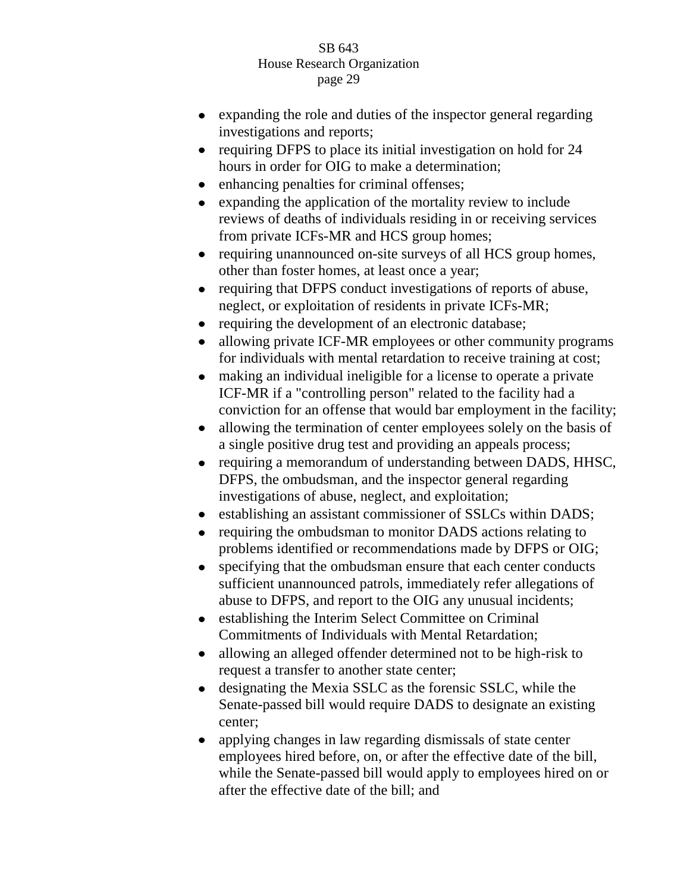- expanding the role and duties of the inspector general regarding investigations and reports;
- requiring DFPS to place its initial investigation on hold for 24 hours in order for OIG to make a determination;
- enhancing penalties for criminal offenses;
- expanding the application of the mortality review to include reviews of deaths of individuals residing in or receiving services from private ICFs-MR and HCS group homes;
- requiring unannounced on-site surveys of all HCS group homes, other than foster homes, at least once a year;
- requiring that DFPS conduct investigations of reports of abuse, neglect, or exploitation of residents in private ICFs-MR;
- requiring the development of an electronic database;
- allowing private ICF-MR employees or other community programs for individuals with mental retardation to receive training at cost;
- making an individual ineligible for a license to operate a private ICF-MR if a "controlling person" related to the facility had a conviction for an offense that would bar employment in the facility;
- allowing the termination of center employees solely on the basis of a single positive drug test and providing an appeals process;
- requiring a memorandum of understanding between DADS, HHSC, DFPS, the ombudsman, and the inspector general regarding investigations of abuse, neglect, and exploitation;
- establishing an assistant commissioner of SSLCs within DADS;
- requiring the ombudsman to monitor DADS actions relating to problems identified or recommendations made by DFPS or OIG;
- specifying that the ombudsman ensure that each center conducts sufficient unannounced patrols, immediately refer allegations of abuse to DFPS, and report to the OIG any unusual incidents;
- establishing the Interim Select Committee on Criminal Commitments of Individuals with Mental Retardation;
- allowing an alleged offender determined not to be high-risk to request a transfer to another state center;
- designating the Mexia SSLC as the forensic SSLC, while the Senate-passed bill would require DADS to designate an existing center;
- applying changes in law regarding dismissals of state center employees hired before, on, or after the effective date of the bill, while the Senate-passed bill would apply to employees hired on or after the effective date of the bill; and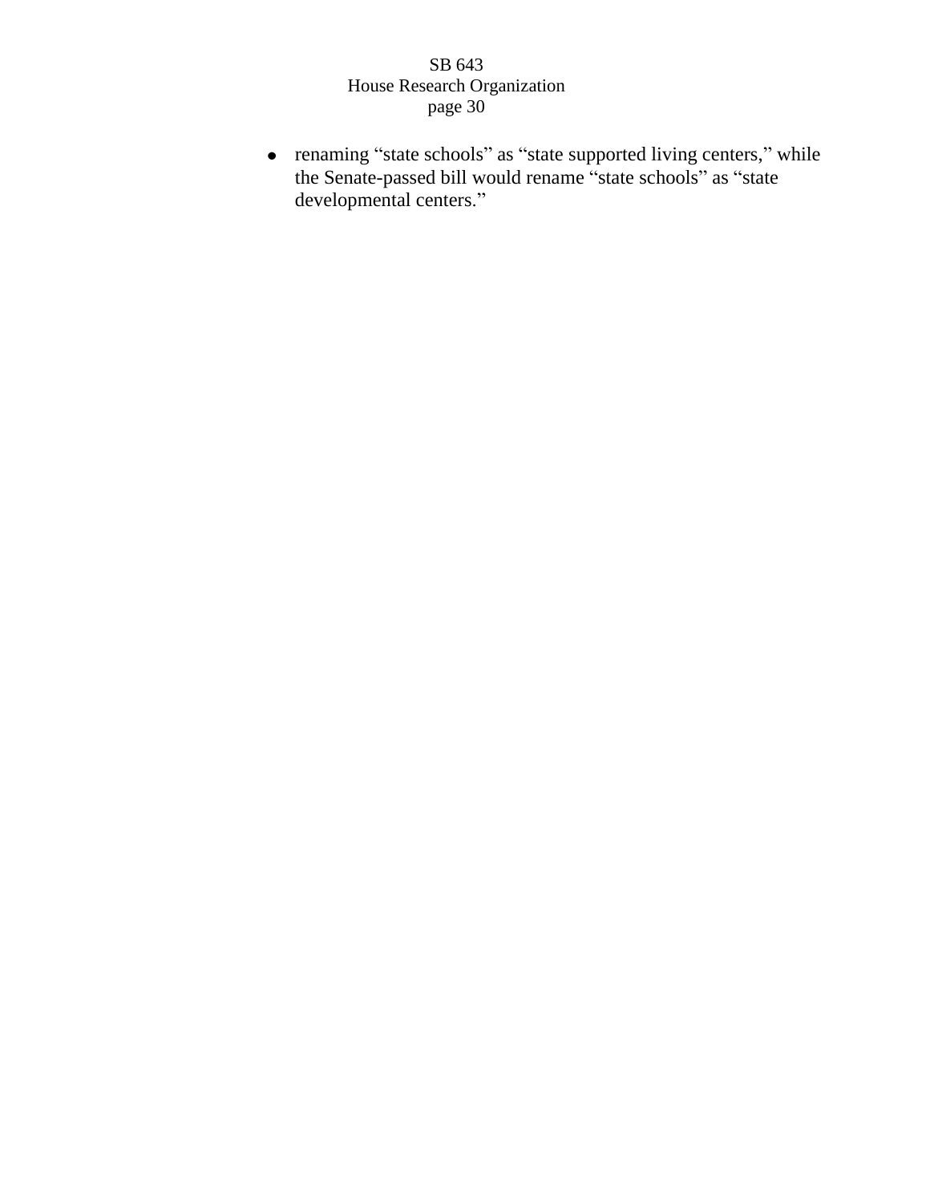- renaming "state schools" as "state supported living centers," while the Senate-passed bill would rename "state schools" as "state developmental centers."